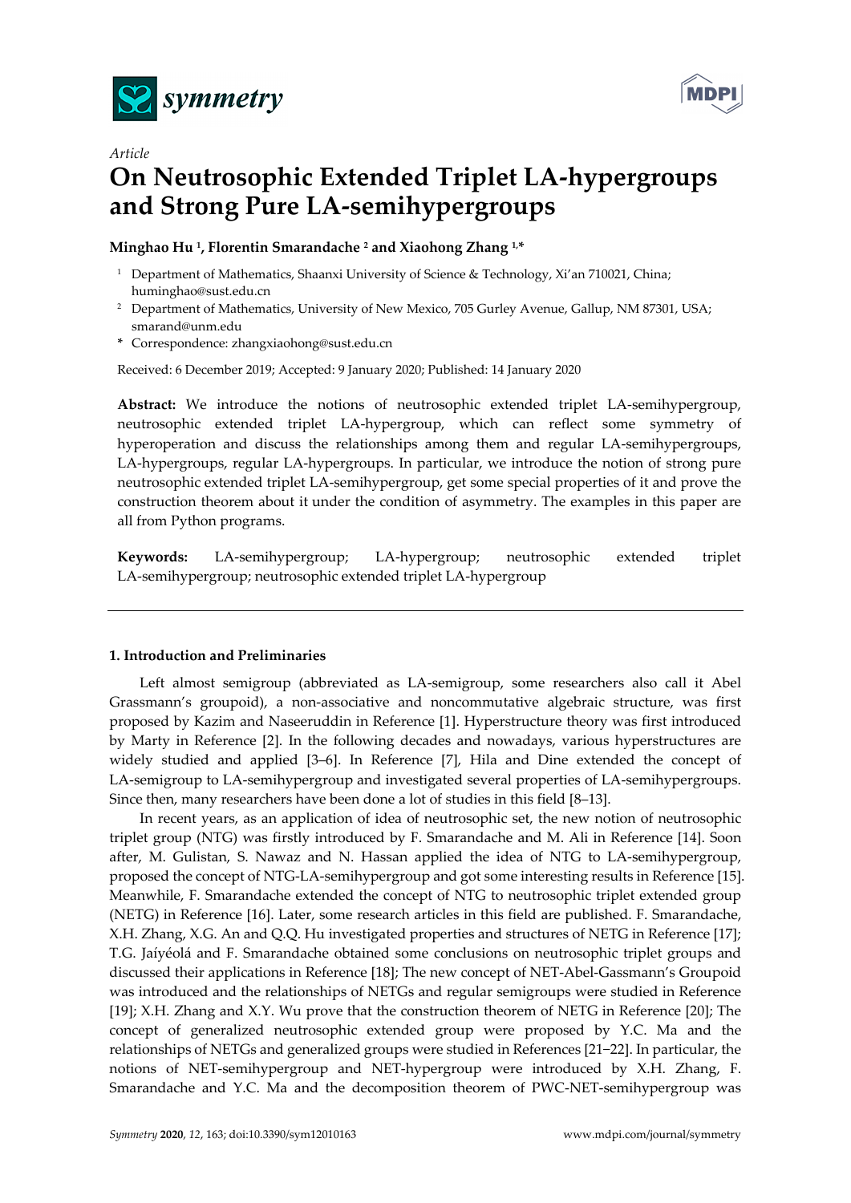*Article*

# On Neutrosophic Extended Triplet LA-hypergroups and Strong Pure LA-semihypergroups

**Minghao Hu [1], Florentin Smarandache [2] and Xiaohong Zhang [1,*]**

[1] Department of Mathematics, Shaanxi University of Science & Technology, Xi'an 710021, China; huminghao@sust.edu.cn

[2] Department of Mathematics, University of New Mexico, 705 Gurley Avenue, Gallup, NM 87301, USA; smarand@unm.edu

\* Correspondence: zhangxiaohong@sust.edu.cn

Received: 6 December 2019; Accepted: 9 January 2020; Published: 14 January 2020

**Abstract:** We introduce the notions of neutrosophic extended triplet LA-semihypergroup, neutrosophic extended triplet LA-hypergroup, which can reflect some symmetry of hyperoperation and discuss the relationships among them and regular LA-semihypergroups, LA-hypergroups, regular LA-hypergroups. In particular, we introduce the notion of strong pure neutrosophic extended triplet LA-semihypergroup, get some special properties of it and prove the construction theorem about it under the condition of asymmetry. The examples in this paper are all from Python programs.

**Keywords:** LA-semihypergroup; LA-hypergroup; neutrosophic extended triplet LA-semihypergroup; neutrosophic extended triplet LA-hypergroup

## 1. Introduction and Preliminaries

Left almost semigroup (abbreviated as LA-semigroup, some researchers also call it Abel Grassmann's groupoid), a non-associative and noncommutative algebraic structure, was first proposed by Kazim and Naseeruddin in Reference [1]. Hyperstructure theory was first introduced by Marty in Reference [2]. In the following decades and nowadays, various hyperstructures are widely studied and applied [3–6]. In Reference [7], Hila and Dine extended the concept of LA-semigroup to LA-semihypergroup and investigated several properties of LA-semihypergroups. Since then, many researchers have been done a lot of studies in this field [8–13].

In recent years, as an application of idea of neutrosophic set, the new notion of neutrosophic triplet group (NTG) was firstly introduced by F. Smarandache and M. Ali in Reference [14]. Soon after, M. Gulistan, S. Nawaz and N. Hassan applied the idea of NTG to LA-semihypergroup, proposed the concept of NTG-LA-semihypergroup and got some interesting results in Reference [15]. Meanwhile, F. Smarandache extended the concept of NTG to neutrosophic triplet extended group (NETG) in Reference [16]. Later, some research articles in this field are published. F. Smarandache, X.H. Zhang, X.G. An and Q.Q. Hu investigated properties and structures of NETG in Reference [17]; T.G. Jaíyéolá and F. Smarandache obtained some conclusions on neutrosophic triplet groups and discussed their applications in Reference [18]; The new concept of NET-Abel-Gassmann's Groupoid was introduced and the relationships of NETGs and regular semigroups were studied in Reference [19]; X.H. Zhang and X.Y. Wu prove that the construction theorem of NETG in Reference [20]; The concept of generalized neutrosophic extended group were proposed by Y.C. Ma and the relationships of NETGs and generalized groups were studied in References [21−22]. In particular, the notions of NET-semihypergroup and NET-hypergroup were introduced by X.H. Zhang, F. Smarandache and Y.C. Ma and the decomposition theorem of PWC-NET-semihypergroup was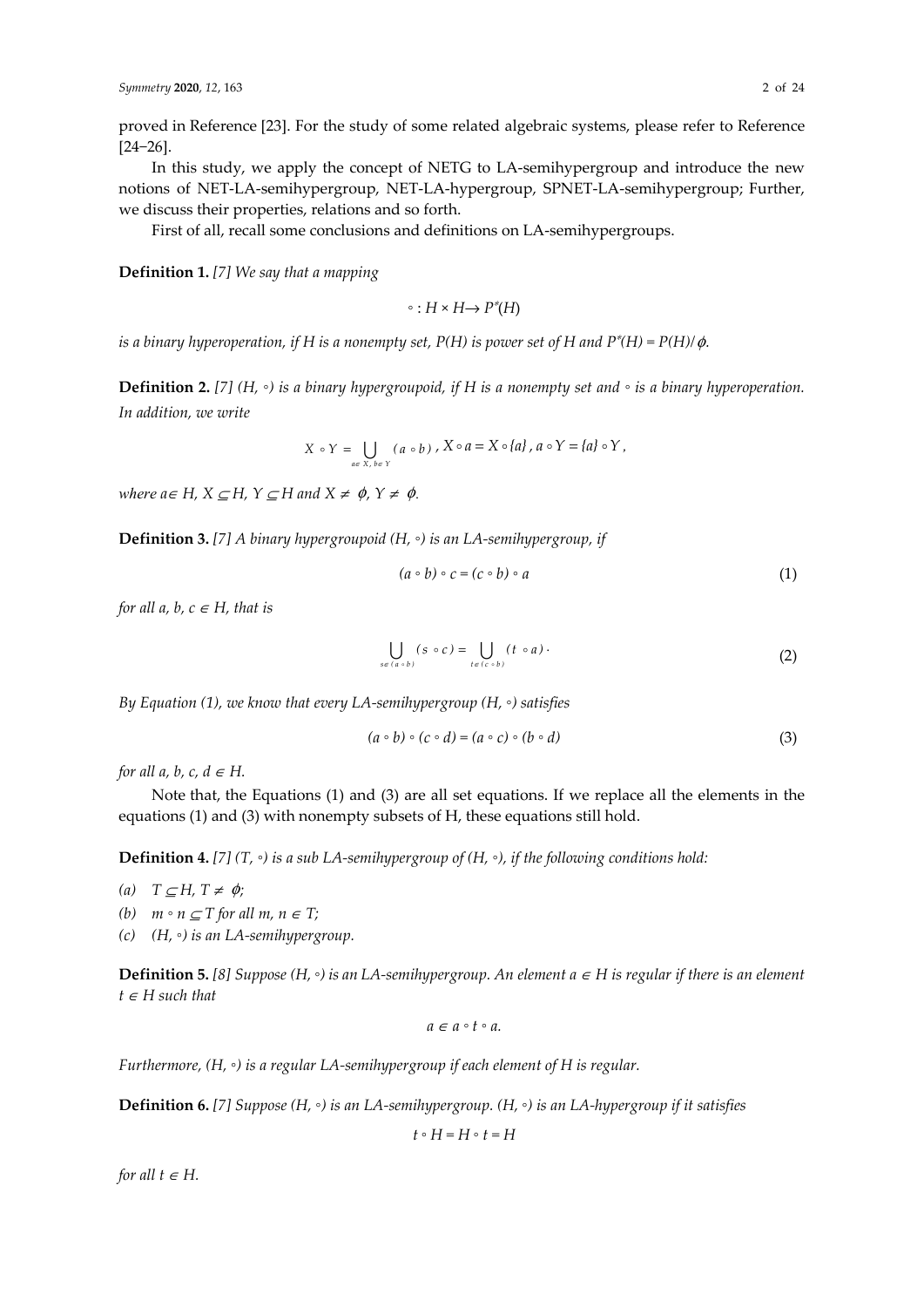proved in Reference [23]. For the study of some related algebraic systems, please refer to Reference [24–26].

In this study, we apply the concept of NETG to LA-semihypergroup and introduce the new notions of NET-LA-semihypergroup, NET-LA-hypergroup, SPNET-LA-semihypergroup; Further, we discuss their properties, relations and so forth.

First of all, recall some conclusions and definitions on LA-semihypergroups.

**Definition 1.** *[7] We say that a mapping*

$$\circ : H \times H \to P^*(H)$$

*is a binary hyperoperation, if H is a nonempty set, P(H) is power set of H and* $P^*(H) = P(H)/\phi$.

**Definition 2.** *[7]* $(H, \circ)$ *is a binary hypergroupoid, if H is a nonempty set and* $\circ$ *is a binary hyperoperation. In addition, we write*

$$X \circ Y = \bigcup_{a \in X,\, b \in Y} (a \circ b)\,,\; X \circ a = X \circ \{a\}\,,\; a \circ Y = \{a\} \circ Y\,,$$

*where* $a \in H$, $X \subseteq H$, $Y \subseteq H$ *and* $X \neq \phi$, $Y \neq \phi$.

**Definition 3.** *[7] A binary hypergroupoid* $(H, \circ)$ *is an LA-semihypergroup, if*

$$(a \circ b) \circ c = (c \circ b) \circ a \tag{1}$$

*for all* $a, b, c \in H$, *that is*

$$\bigcup_{s \in (a \circ b)} (s \circ c) = \bigcup_{t \in (c \circ b)} (t \circ a)\,. \tag{2}$$

*By Equation (1), we know that every LA-semihypergroup* $(H, \circ)$ *satisfies*

$$(a \circ b) \circ (c \circ d) = (a \circ c) \circ (b \circ d) \tag{3}$$

*for all* $a, b, c, d \in H$.

Note that, the Equations (1) and (3) are all set equations. If we replace all the elements in the equations (1) and (3) with nonempty subsets of H, these equations still hold.

**Definition 4.** *[7]* $(T, \circ)$ *is a sub LA-semihypergroup of* $(H, \circ)$, *if the following conditions hold:*

*(a)* $T \subseteq H$, $T \neq \phi$;

*(b)* $m \circ n \subseteq T$ *for all* $m, n \in T$;

*(c)* $(H, \circ)$ *is an LA-semihypergroup.*

**Definition 5.** *[8] Suppose* $(H, \circ)$ *is an LA-semihypergroup. An element* $a \in H$ *is regular if there is an element* $t \in H$ *such that*

$$a \in a \circ t \circ a.$$

*Furthermore,* $(H, \circ)$ *is a regular LA-semihypergroup if each element of H is regular.*

**Definition 6.** *[7] Suppose* $(H, \circ)$ *is an LA-semihypergroup.* $(H, \circ)$ *is an LA-hypergroup if it satisfies*

$$t \circ H = H \circ t = H$$

*for all* $t \in H$.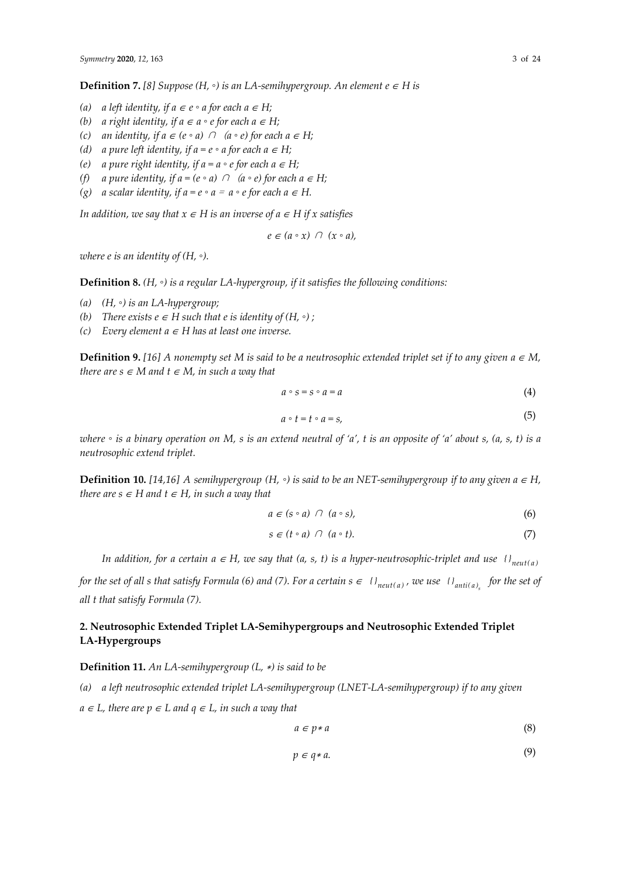**Definition 7.** *[8] Suppose $(H, \circ)$ is an LA-semihypergroup. An element $e \in H$ is*

*(a) a left identity, if $a \in e \circ a$ for each $a \in H$;*
*(b) a right identity, if $a \in a \circ e$ for each $a \in H$;*
*(c) an identity, if $a \in (e \circ a) \cap (a \circ e)$ for each $a \in H$;*
*(d) a pure left identity, if $a = e \circ a$ for each $a \in H$;*
*(e) a pure right identity, if $a = a \circ e$ for each $a \in H$;*
*(f) a pure identity, if $a = (e \circ a) \cap (a \circ e)$ for each $a \in H$;*
*(g) a scalar identity, if $a = e \circ a = a \circ e$ for each $a \in H$.*

*In addition, we say that $x \in H$ is an inverse of $a \in H$ if $x$ satisfies*

$$e \in (a \circ x) \cap (x \circ a),$$

*where $e$ is an identity of $(H, \circ)$.*

**Definition 8.** *$(H, \circ)$ is a regular LA-hypergroup, if it satisfies the following conditions:*

*(a) $(H, \circ)$ is an LA-hypergroup;*
*(b) There exists $e \in H$ such that $e$ is identity of $(H, \circ)$;*
*(c) Every element $a \in H$ has at least one inverse.*

**Definition 9.** *[16] A nonempty set $M$ is said to be a neutrosophic extended triplet set if to any given $a \in M$, there are $s \in M$ and $t \in M$, in such a way that*

$$a \circ s = s \circ a = a \tag{4}$$

$$a \circ t = t \circ a = s, \tag{5}$$

*where $\circ$ is a binary operation on $M$, $s$ is an extend neutral of 'a', $t$ is an opposite of 'a' about $s$, $(a, s, t)$ is a neutrosophic extend triplet.*

**Definition 10.** *[14,16] A semihypergroup $(H, \circ)$ is said to be an NET-semihypergroup if to any given $a \in H$, there are $s \in H$ and $t \in H$, in such a way that*

$$a \in (s \circ a) \cap (a \circ s), \tag{6}$$

$$s \in (t \circ a) \cap (a \circ t). \tag{7}$$

*In addition, for a certain $a \in H$, we say that $(a, s, t)$ is a hyper-neutrosophic-triplet and use $\{\}_{neut(a)}$ for the set of all $s$ that satisfy Formula (6) and (7). For a certain $s \in \{\}_{neut(a)}$, we use $\{\}_{anti(a)_s}$ for the set of all $t$ that satisfy Formula (7).*

## 2. Neutrosophic Extended Triplet LA-Semihypergroups and Neutrosophic Extended Triplet LA-Hypergroups

**Definition 11.** *An LA-semihypergroup $(L, *)$ is said to be*

*(a) a left neutrosophic extended triplet LA-semihypergroup (LNET-LA-semihypergroup) if to any given $a \in L$, there are $p \in L$ and $q \in L$, in such a way that*

$$a \in p * a \tag{8}$$

$$p \in q * a. \tag{9}$$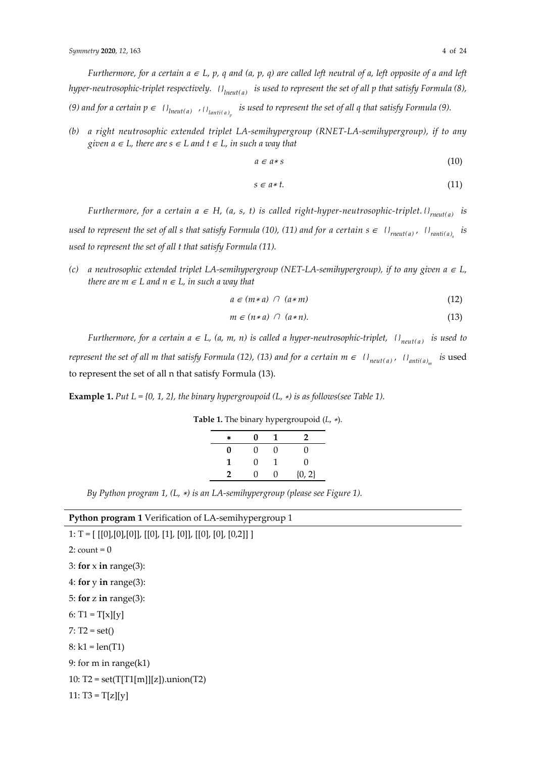*Furthermore, for a certain $a \in L$, $p$, $q$ and $(a, p, q)$ are called left neutral of $a$, left opposite of $a$ and left hyper-neutrosophic-triplet respectively. $\{\}_{lneut(a)}$ is used to represent the set of all $p$ that satisfy Formula (8), (9) and for a certain $p \in \{\}_{lneut(a)}$, $\{\}_{lanti(a)_p}$ is used to represent the set of all $q$ that satisfy Formula (9).*

*(b) a right neutrosophic extended triplet LA-semihypergroup (RNET-LA-semihypergroup), if to any given $a \in L$, there are $s \in L$ and $t \in L$, in such a way that*

$$a \in a * s \tag{10}$$

$$s \in a * t. \tag{11}$$

*Furthermore, for a certain $a \in H$, $(a, s, t)$ is called right-hyper-neutrosophic-triplet. $\{\}_{rneut(a)}$ is used to represent the set of all $s$ that satisfy Formula (10), (11) and for a certain $s \in \{\}_{rneut(a)}$, $\{\}_{ranti(a)_s}$ is used to represent the set of all $t$ that satisfy Formula (11).*

*(c) a neutrosophic extended triplet LA-semihypergroup (NET-LA-semihypergroup), if to any given $a \in L$, there are $m \in L$ and $n \in L$, in such a way that*

$$a \in (m * a) \cap (a * m) \tag{12}$$

$$m \in (n * a) \cap (a * n). \tag{13}$$

*Furthermore, for a certain $a \in L$, $(a, m, n)$ is called a hyper-neutrosophic-triplet, $\{\}_{neut(a)}$ is used to represent the set of all $m$ that satisfy Formula (12), (13) and for a certain $m \in \{\}_{neut(a)}$, $\{\}_{anti(a)_m}$* is used to represent the set of all n that satisfy Formula (13).

**Example 1.** *Put $L = \{0, 1, 2\}$, the binary hypergroupoid $(L, *)$ is as follows(see Table 1).*

**Table 1.** The binary hypergroupoid $(L, *)$.

| * | 0 | 1 | 2 |
|---|---|---|---|
| **0** | 0 | 0 | 0 |
| **1** | 0 | 1 | 0 |
| **2** | 0 | 0 | {0, 2} |

*By Python program 1, $(L, *)$ is an LA-semihypergroup (please see Figure 1).*

**Python program 1** Verification of LA-semihypergroup 1

```
1: T = [ [[0],[0],[0]], [[0], [1], [0]], [[0], [0], [0,2]] ]
2: count = 0
3: for x in range(3):
4: for y in range(3):
5: for z in range(3):
6: T1 = T[x][y]
7: T2 = set()
8: k1 = len(T1)
9: for m in range(k1)
10: T2 = set(T[T1[m]][z]).union(T2)
11: T3 = T[z][y]
```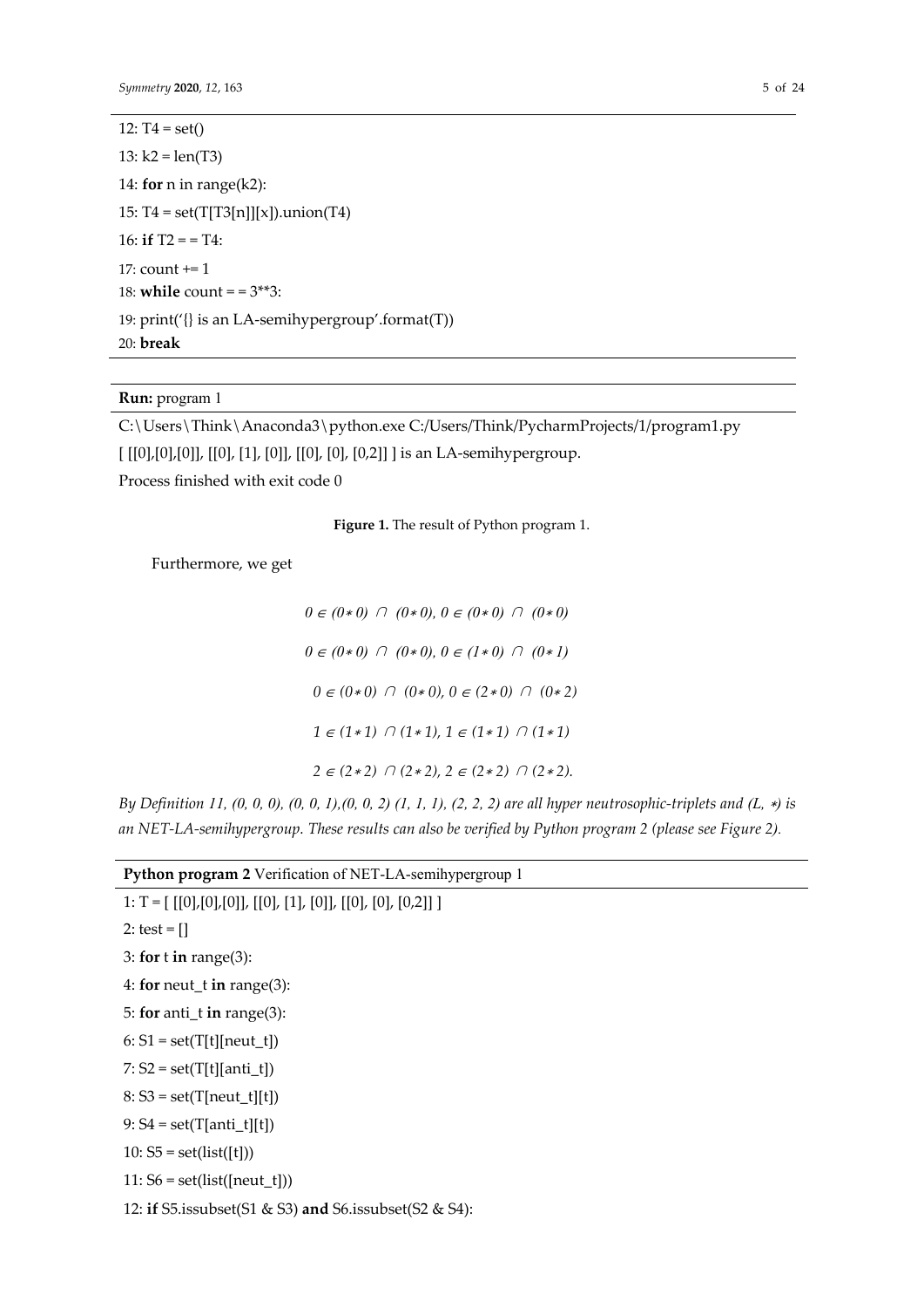```
12: T4 = set()
13: k2 = len(T3)
14: for n in range(k2):
15: T4 = set(T[T3[n]][x]).union(T4)
16: if T2 = = T4:
17: count += 1
18: while count = = 3**3:
19: print('{} is an LA-semihypergroup'.format(T))
20: break
```

**Run:** program 1

```
C:\Users\Think\Anaconda3\python.exe C:/Users/Think/PycharmProjects/1/program1.py
[ [[0],[0],[0]], [[0], [1], [0]], [[0], [0], [0,2]] ] is an LA-semihypergroup.
Process finished with exit code 0
```

**Figure 1.** The result of Python program 1.

Furthermore, we get

$$0 \in (0*0) \cap (0*0),\ 0 \in (0*0) \cap (0*0)$$

$$0 \in (0*0) \cap (0*0),\ 0 \in (1*0) \cap (0*1)$$

$$0 \in (0*0) \cap (0*0),\ 0 \in (2*0) \cap (0*2)$$

$$1 \in (1*1) \cap (1*1),\ 1 \in (1*1) \cap (1*1)$$

$$2 \in (2*2) \cap (2*2),\ 2 \in (2*2) \cap (2*2).$$

*By Definition 11, (0, 0, 0), (0, 0, 1),(0, 0, 2) (1, 1, 1), (2, 2, 2) are all hyper neutrosophic-triplets and (L, $*$) is an NET-LA-semihypergroup. These results can also be verified by Python program 2 (please see Figure 2).*

**Python program 2** Verification of NET-LA-semihypergroup 1

```
1: T = [ [[0],[0],[0]], [[0], [1], [0]], [[0], [0], [0,2]] ]
2: test = []
3: for t in range(3):
4: for neut_t in range(3):
5: for anti_t in range(3):
6: S1 = set(T[t][neut_t])
7: S2 = set(T[t][anti_t])
8: S3 = set(T[neut_t][t])
9: S4 = set(T[anti_t][t])
10: S5 = set(list([t]))
11: S6 = set(list([neut_t]))
12: if S5.issubset(S1 & S3) and S6.issubset(S2 & S4):
```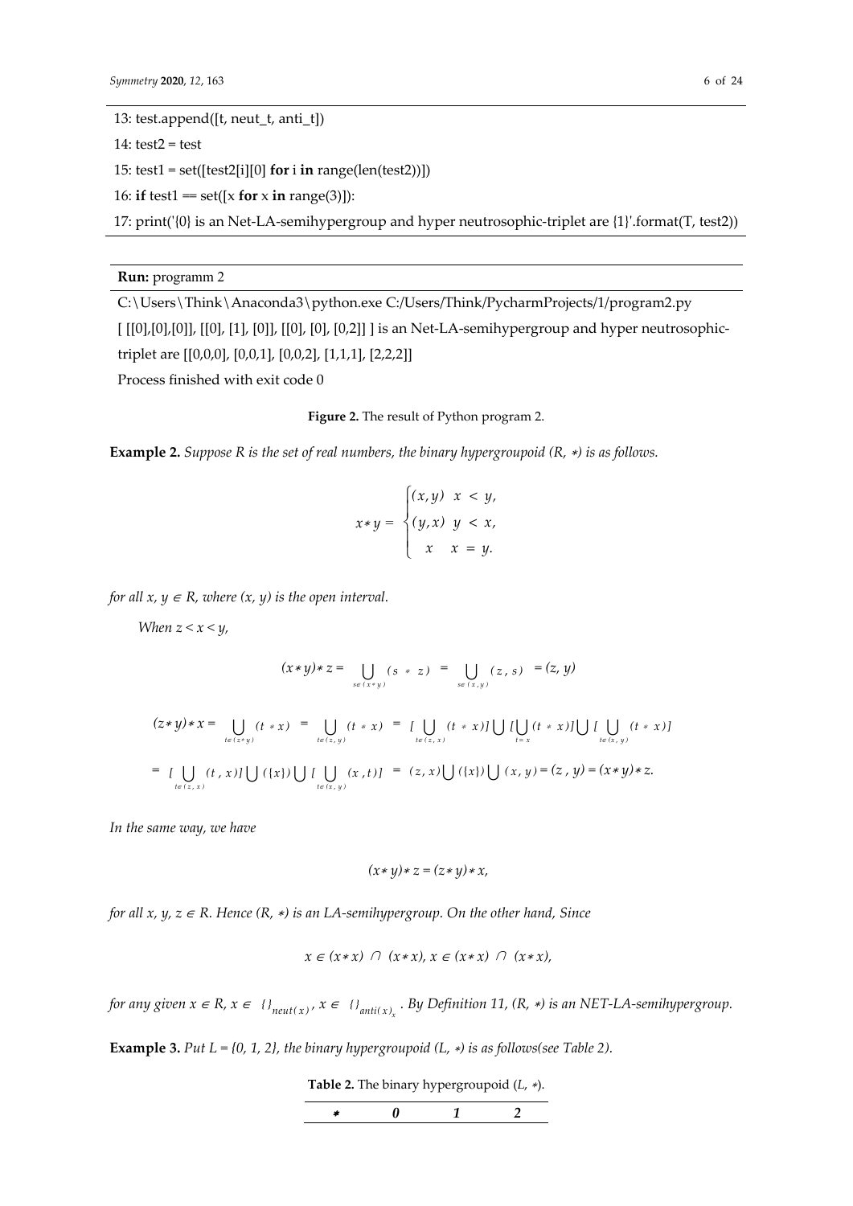```
13: test.append([t, neut_t, anti_t])
14: test2 = test
15: test1 = set([test2[i][0] for i in range(len(test2))])
16: if test1 == set([x for x in range(3)]):
17: print('{0} is an Net-LA-semihypergroup and hyper neutrosophic-triplet are {1}'.format(T, test2))
```

**Run:** programm 2

```
C:\Users\Think\Anaconda3\python.exe C:/Users/Think/PycharmProjects/1/program2.py
[ [[0],[0],[0]], [[0], [1], [0]], [[0], [0], [0,2]] ] is an Net-LA-semihypergroup and hyper neutrosophic-triplet are [[0,0,0], [0,0,1], [0,0,2], [1,1,1], [2,2,2]]
Process finished with exit code 0
```

**Figure 2.** The result of Python program 2.

**Example 2.** *Suppose R is the set of real numbers, the binary hypergroupoid (R, ∗) is as follows.*

$$x * y = \begin{cases} (x, y) & x < y, \\ (y, x) & y < x, \\ x & x = y. \end{cases}$$

*for all $x, y \in R$, where $(x, y)$ is the open interval.*

*When $z < x < y$,*

$$(x * y) * z = \bigcup_{s \in (x * y)} (s * z) = \bigcup_{s \in (x, y)} (z, s) = (z, y)$$

$$(z * y) * x = \bigcup_{t \in (z * y)} (t * x) = \bigcup_{t \in (z, y)} (t * x) = [\bigcup_{t \in (z, x)} (t * x)] \bigcup [\bigcup_{t = x} (t * x)] \bigcup [\bigcup_{t \in (x, y)} (t * x)]$$

$$= [\bigcup_{t \in (z, x)} (t, x)] \bigcup (\{x\}) \bigcup [\bigcup_{t \in (x, y)} (x, t)] = (z, x) \bigcup (\{x\}) \bigcup (x, y) = (z, y) = (x * y) * z.$$

*In the same way, we have*

$$(x * y) * z = (z * y) * x,$$

*for all $x, y, z \in R$. Hence $(R, *)$ is an LA-semihypergroup. On the other hand, Since*

$$x \in (x * x) \cap (x * x), x \in (x * x) \cap (x * x),$$

*for any given $x \in R$, $x \in \{\}_{neut(x)}$, $x \in \{\}_{anti(x)_x}$. By Definition 11, $(R, *)$ is an NET-LA-semihypergroup.*

**Example 3.** *Put $L = \{0, 1, 2\}$, the binary hypergroupoid $(L, *)$ is as follows(see Table 2).*

**Table 2.** The binary hypergroupoid $(L, *)$.

| ∗ | 0 | 1 | 2 |
| --- | --- | --- | --- |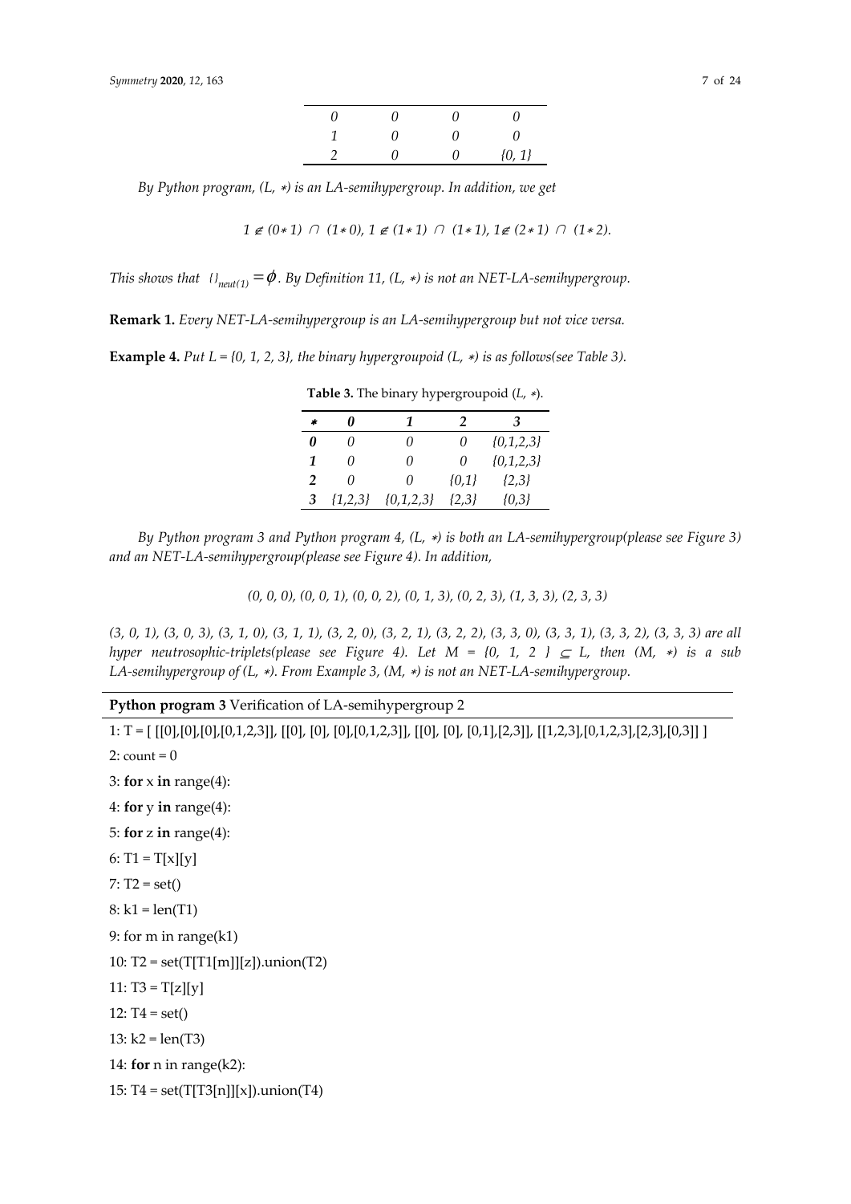| | | | |
|---|---|---|---|
| *0* | *0* | *0* | *0* |
| *1* | *0* | *0* | *0* |
| *2* | *0* | *0* | *{0, 1}* |

*By Python program, (L, ∗) is an LA-semihypergroup. In addition, we get*

$$1 \notin (0*1) \cap (1*0),\ 1 \notin (1*1) \cap (1*1),\ 1 \notin (2*1) \cap (1*2).$$

*This shows that* $\{\}_{neut(1)} = \phi$. *By Definition 11, (L, ∗) is not an NET-LA-semihypergroup.*

**Remark 1.** *Every NET-LA-semihypergroup is an LA-semihypergroup but not vice versa.*

**Example 4.** *Put L = {0, 1, 2, 3}, the binary hypergroupoid (L, ∗) is as follows(see Table 3).*

**Table 3.** The binary hypergroupoid (*L*, ∗).

| ∗ | 0 | 1 | 2 | 3 |
|---|---|---|---|---|
| **0** | *0* | *0* | *0* | *{0,1,2,3}* |
| **1** | *0* | *0* | *0* | *{0,1,2,3}* |
| **2** | *0* | *0* | *{0,1}* | *{2,3}* |
| **3** | *{1,2,3}* | *{0,1,2,3}* | *{2,3}* | *{0,3}* |

*By Python program 3 and Python program 4, (L, ∗) is both an LA-semihypergroup(please see Figure 3) and an NET-LA-semihypergroup(please see Figure 4). In addition,*

*(0, 0, 0), (0, 0, 1), (0, 0, 2), (0, 1, 3), (0, 2, 3), (1, 3, 3), (2, 3, 3)*

*(3, 0, 1), (3, 0, 3), (3, 1, 0), (3, 1, 1), (3, 2, 0), (3, 2, 1), (3, 2, 2), (3, 3, 0), (3, 3, 1), (3, 3, 2), (3, 3, 3) are all hyper neutrosophic-triplets(please see Figure 4). Let M = {0, 1, 2 } ⊆ L, then (M, ∗) is a sub LA-semihypergroup of (L, ∗). From Example 3, (M, ∗) is not an NET-LA-semihypergroup.*

**Python program 3** Verification of LA-semihypergroup 2

```
1: T = [ [[0],[0],[0],[0,1,2,3]], [[0], [0], [0],[0,1,2,3]], [[0], [0], [0,1],[2,3]], [[1,2,3],[0,1,2,3],[2,3],[0,3]] ]
2: count = 0
3: for x in range(4):
4: for y in range(4):
5: for z in range(4):
6: T1 = T[x][y]
7: T2 = set()
8: k1 = len(T1)
9: for m in range(k1)
10: T2 = set(T[T1[m]][z]).union(T2)
11: T3 = T[z][y]
12: T4 = set()
13: k2 = len(T3)
14: for n in range(k2):
15: T4 = set(T[T3[n]][x]).union(T4)
```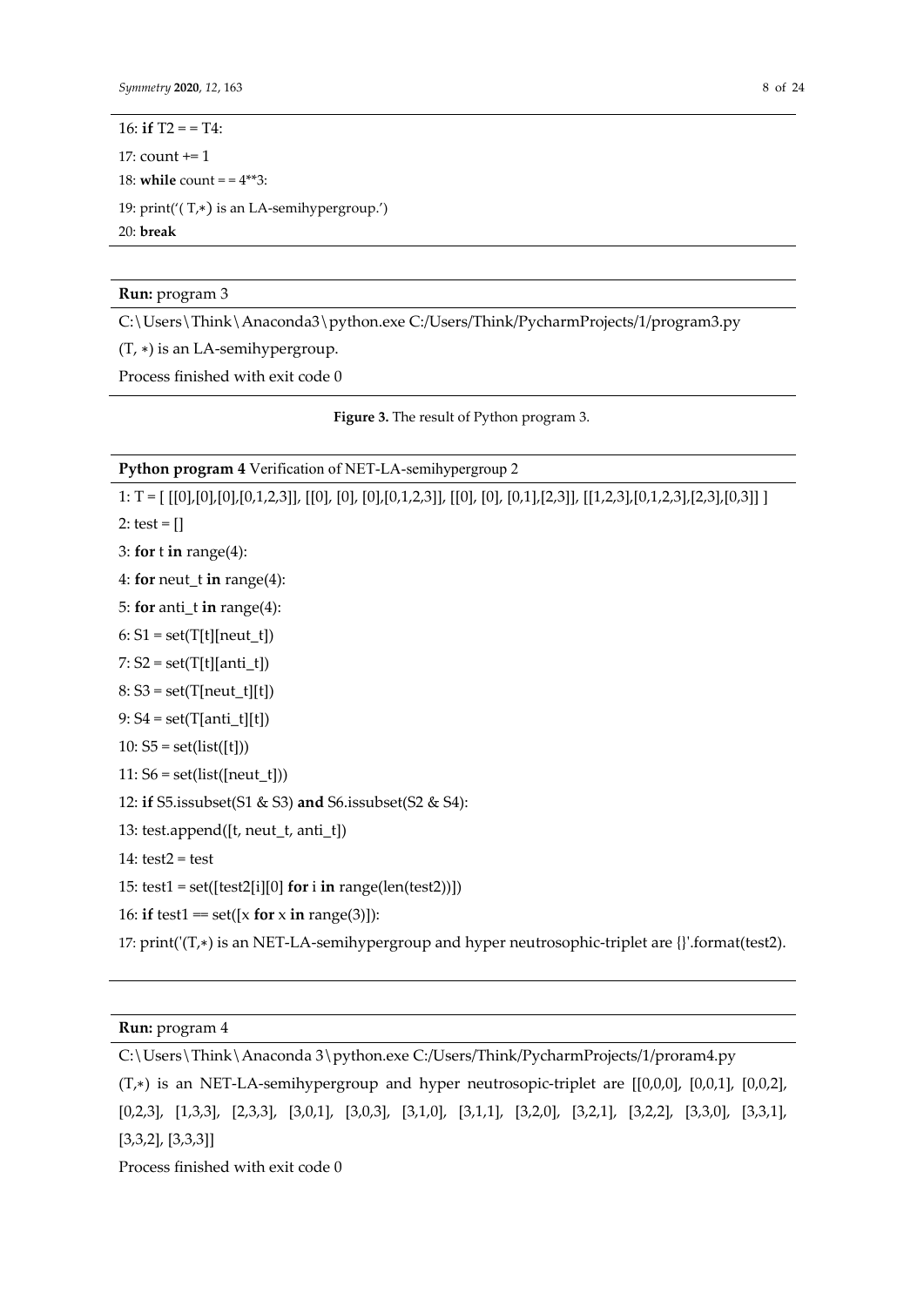```
16: if T2 = = T4:
17: count += 1
18: while count = = 4**3:
19: print('( T,∗) is an LA-semihypergroup.')
20: break
```

**Run:** program 3

```
C:\Users\Think\Anaconda3\python.exe C:/Users/Think/PycharmProjects/1/program3.py
(T, ∗) is an LA-semihypergroup.
Process finished with exit code 0
```

**Figure 3.** The result of Python program 3.

**Python program 4** Verification of NET-LA-semihypergroup 2

```
1: T = [ [[0],[0],[0],[0,1,2,3]], [[0], [0], [0],[0,1,2,3]], [[0], [0], [0,1],[2,3]], [[1,2,3],[0,1,2,3],[2,3],[0,3]] ]
2: test = []
3: for t in range(4):
4: for neut_t in range(4):
5: for anti_t in range(4):
6: S1 = set(T[t][neut_t])
7: S2 = set(T[t][anti_t])
8: S3 = set(T[neut_t][t])
9: S4 = set(T[anti_t][t])
10: S5 = set(list([t]))
11: S6 = set(list([neut_t]))
12: if S5.issubset(S1 & S3) and S6.issubset(S2 & S4):
13: test.append([t, neut_t, anti_t])
14: test2 = test
15: test1 = set([test2[i][0] for i in range(len(test2))])
16: if test1 == set([x for x in range(3)]):
17: print('(T,∗) is an NET-LA-semihypergroup and hyper neutrosophic-triplet are {}'.format(test2).
```

**Run:** program 4

```
C:\Users\Think\Anaconda 3\python.exe C:/Users/Think/PycharmProjects/1/proram4.py
(T,∗) is an NET-LA-semihypergroup and hyper neutrosopic-triplet are [[0,0,0], [0,0,1], [0,0,2], [0,2,3], [1,3,3], [2,3,3], [3,0,1], [3,0,3], [3,1,0], [3,1,1], [3,2,0], [3,2,1], [3,2,2], [3,3,0], [3,3,1], [3,3,2], [3,3,3]]
Process finished with exit code 0
```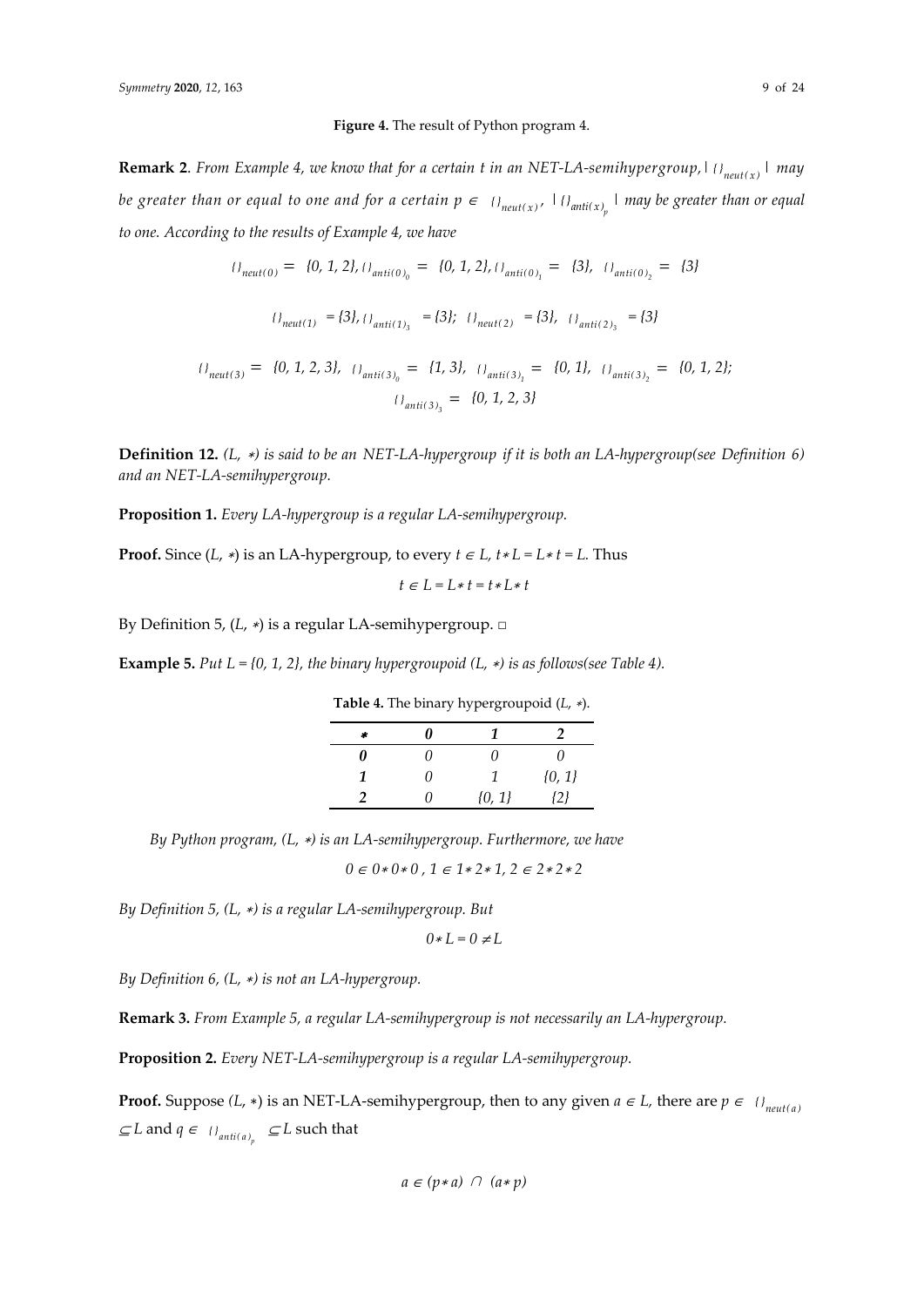**Figure 4.** The result of Python program 4.

**Remark 2**. *From Example 4, we know that for a certain t in an NET-LA-semihypergroup,* $|\{\}_{neut(x)}|$ *may be greater than or equal to one and for a certain* $p \in \{\}_{neut(x)}$, $|\{\}_{anti(x)_p}|$ *may be greater than or equal to one. According to the results of Example 4, we have*

$$\{\}_{neut(0)} = \{0, 1, 2\}, \{\}_{anti(0)_0} = \{0, 1, 2\}, \{\}_{anti(0)_1} = \{3\}, \{\}_{anti(0)_2} = \{3\}$$

$$\{\}_{neut(1)} = \{3\}, \{\}_{anti(1)_3} = \{3\}; \{\}_{neut(2)} = \{3\}, \{\}_{anti(2)_3} = \{3\}$$

$$\{\}_{neut(3)} = \{0, 1, 2, 3\}, \{\}_{anti(3)_0} = \{1, 3\}, \{\}_{anti(3)_1} = \{0, 1\}, \{\}_{anti(3)_2} = \{0, 1, 2\};$$

$$\{\}_{anti(3)_3} = \{0, 1, 2, 3\}$$

**Definition 12.** *(L, ∗) is said to be an NET-LA-hypergroup if it is both an LA-hypergroup(see Definition 6) and an NET-LA-semihypergroup.*

**Proposition 1.** *Every LA-hypergroup is a regular LA-semihypergroup.*

**Proof.** Since (*L*, ∗) is an LA-hypergroup, to every $t \in L$, $t * L = L * t = L$. Thus

$$t \in L = L * t = t * L * t$$

By Definition 5, (*L*, ∗) is a regular LA-semihypergroup. □

**Example 5.** *Put L = {0, 1, 2}, the binary hypergroupoid (L, ∗) is as follows(see Table 4).*

**Table 4.** The binary hypergroupoid (*L*, ∗).

| ∗ | 0 | 1 | 2 |
|---|---|---|---|
| **0** | 0 | 0 | 0 |
| **1** | 0 | 1 | {0, 1} |
| **2** | 0 | {0, 1} | {2} |

*By Python program, (L, ∗) is an LA-semihypergroup. Furthermore, we have*

$$0 \in 0 * 0 * 0,\ 1 \in 1 * 2 * 1,\ 2 \in 2 * 2 * 2$$

*By Definition 5, (L, ∗) is a regular LA-semihypergroup. But*

$$0 * L = 0 \neq L$$

*By Definition 6, (L, ∗) is not an LA-hypergroup.*

**Remark 3.** *From Example 5, a regular LA-semihypergroup is not necessarily an LA-hypergroup.*

**Proposition 2.** *Every NET-LA-semihypergroup is a regular LA-semihypergroup.*

**Proof.** Suppose (*L*, ∗) is an NET-LA-semihypergroup, then to any given $a \in L$, there are $p \in \{\}_{neut(a)} \subseteq L$ and $q \in \{\}_{anti(a)_p} \subseteq L$ such that

$$a \in (p * a) \cap (a * p)$$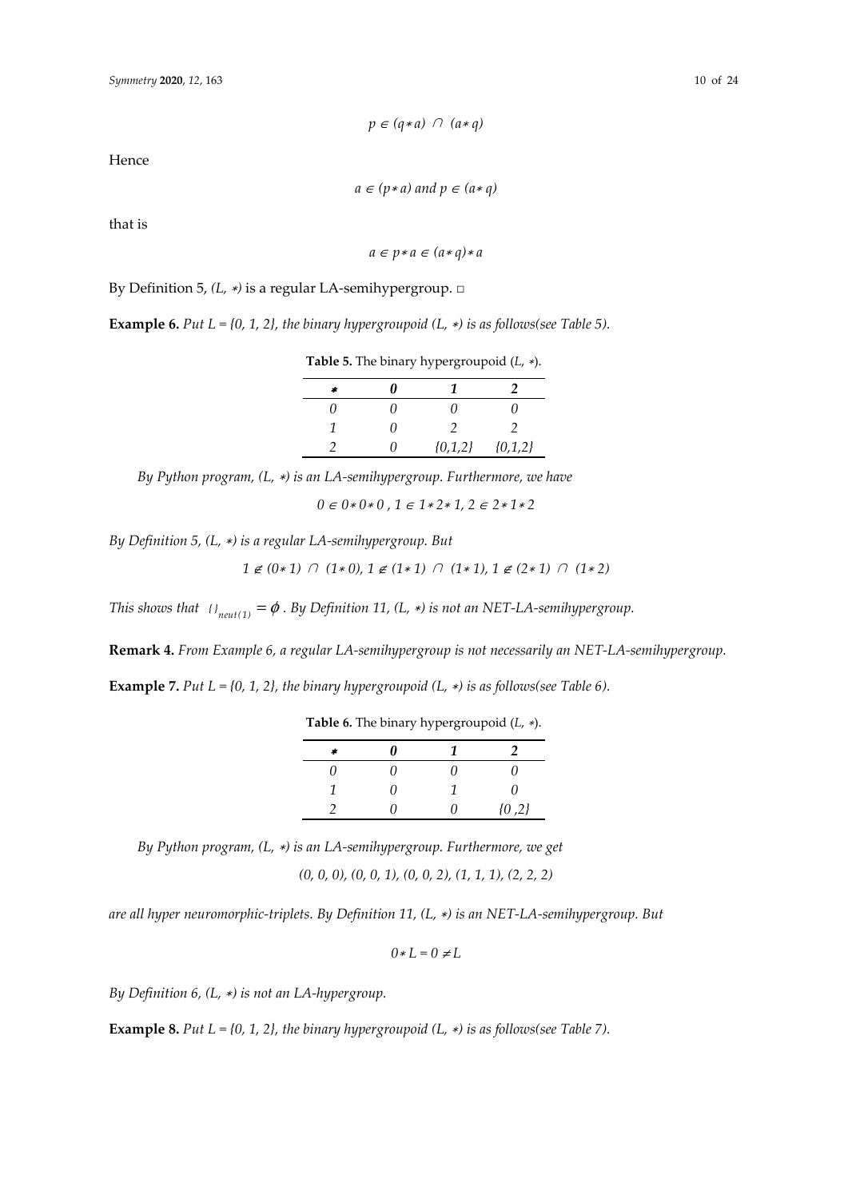$$p \in (q * a) \cap (a * q)$$

Hence

$$a \in (p * a) \text{ and } p \in (a * q)$$

that is

$$a \in p * a \in (a * q) * a$$

By Definition 5, $(L, *)$ is a regular LA-semihypergroup. □

**Example 6.** *Put L = {0, 1, 2}, the binary hypergroupoid (L, ∗) is as follows(see Table 5).*

**Table 5.** The binary hypergroupoid $(L, *)$.

| * | 0 | 1 | 2 |
|---|---|---|---|
| 0 | 0 | 0 | 0 |
| 1 | 0 | 2 | 2 |
| 2 | 0 | {0,1,2} | {0,1,2} |

*By Python program, (L, ∗) is an LA-semihypergroup. Furthermore, we have*

$$0 \in 0 * 0 * 0,\ 1 \in 1 * 2 * 1,\ 2 \in 2 * 1 * 2$$

*By Definition 5, (L, ∗) is a regular LA-semihypergroup. But*

$$1 \notin (0 * 1) \cap (1 * 0),\ 1 \notin (1 * 1) \cap (1 * 1),\ 1 \notin (2 * 1) \cap (1 * 2)$$

*This shows that* $\{\}_{neut(1)} = \phi$ *. By Definition 11, (L, ∗) is not an NET-LA-semihypergroup.*

**Remark 4.** *From Example 6, a regular LA-semihypergroup is not necessarily an NET-LA-semihypergroup.*

**Example 7.** *Put L = {0, 1, 2}, the binary hypergroupoid (L, ∗) is as follows(see Table 6).*

**Table 6.** The binary hypergroupoid $(L, *)$.

| * | 0 | 1 | 2 |
|---|---|---|---|
| 0 | 0 | 0 | 0 |
| 1 | 0 | 1 | 0 |
| 2 | 0 | 0 | {0 ,2} |

*By Python program, (L, ∗) is an LA-semihypergroup. Furthermore, we get*

$$(0, 0, 0), (0, 0, 1), (0, 0, 2), (1, 1, 1), (2, 2, 2)$$

*are all hyper neuromorphic-triplets. By Definition 11, (L, ∗) is an NET-LA-semihypergroup. But*

$$0 * L = 0 \neq L$$

*By Definition 6, (L, ∗) is not an LA-hypergroup.*

**Example 8.** *Put L = {0, 1, 2}, the binary hypergroupoid (L, ∗) is as follows(see Table 7).*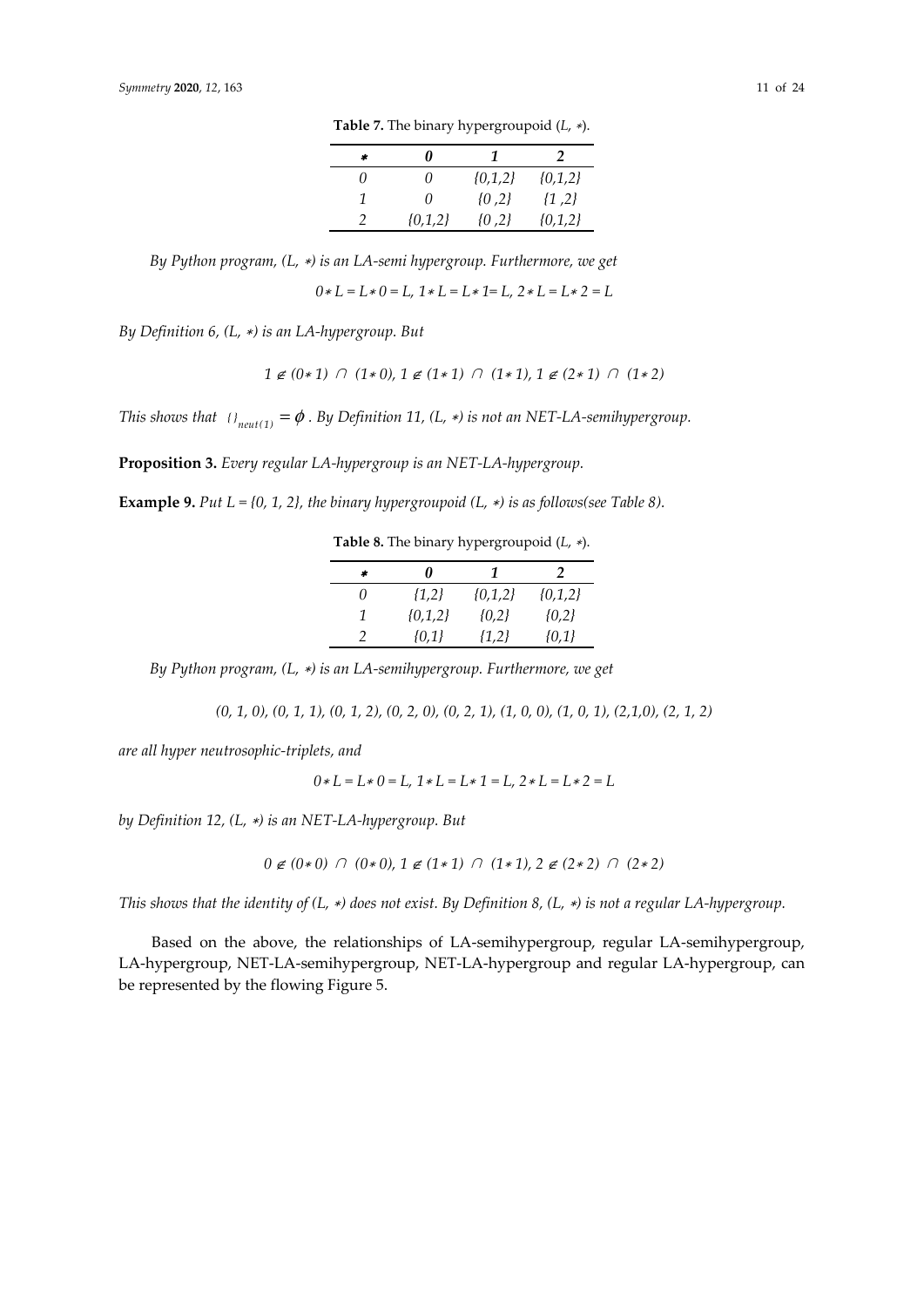**Table 7.** The binary hypergroupoid $(L, *)$.

| * | 0 | 1 | 2 |
|---|---|---|---|
| 0 | 0 | {0,1,2} | {0,1,2} |
| 1 | 0 | {0 ,2} | {1 ,2} |
| 2 | {0,1,2} | {0 ,2} | {0,1,2} |

*By Python program, $(L, *)$ is an LA-semi hypergroup. Furthermore, we get*

$$0 * L = L * 0 = L,\ 1 * L = L * 1 = L,\ 2 * L = L * 2 = L$$

*By Definition 6, $(L, *)$ is an LA-hypergroup. But*

$$1 \notin (0 * 1) \cap (1 * 0),\ 1 \notin (1 * 1) \cap (1 * 1),\ 1 \notin (2 * 1) \cap (1 * 2)$$

*This shows that $\{\}_{neut(1)} = \phi$. By Definition 11, $(L, *)$ is not an NET-LA-semihypergroup.*

**Proposition 3.** *Every regular LA-hypergroup is an NET-LA-hypergroup.*

**Example 9.** *Put $L = \{0, 1, 2\}$, the binary hypergroupoid $(L, *)$ is as follows(see Table 8).*

**Table 8.** The binary hypergroupoid $(L, *)$.

| * | 0 | 1 | 2 |
|---|---|---|---|
| 0 | {1,2} | {0,1,2} | {0,1,2} |
| 1 | {0,1,2} | {0,2} | {0,2} |
| 2 | {0,1} | {1,2} | {0,1} |

*By Python program, $(L, *)$ is an LA-semihypergroup. Furthermore, we get*

$$(0, 1, 0), (0, 1, 1), (0, 1, 2), (0, 2, 0), (0, 2, 1), (1, 0, 0), (1, 0, 1), (2,1,0), (2, 1, 2)$$

*are all hyper neutrosophic-triplets, and*

$$0 * L = L * 0 = L,\ 1 * L = L * 1 = L,\ 2 * L = L * 2 = L$$

*by Definition 12, $(L, *)$ is an NET-LA-hypergroup. But*

$$0 \notin (0 * 0) \cap (0 * 0),\ 1 \notin (1 * 1) \cap (1 * 1),\ 2 \notin (2 * 2) \cap (2 * 2)$$

*This shows that the identity of $(L, *)$ does not exist. By Definition 8, $(L, *)$ is not a regular LA-hypergroup.*

Based on the above, the relationships of LA-semihypergroup, regular LA-semihypergroup, LA-hypergroup, NET-LA-semihypergroup, NET-LA-hypergroup and regular LA-hypergroup, can be represented by the flowing Figure 5.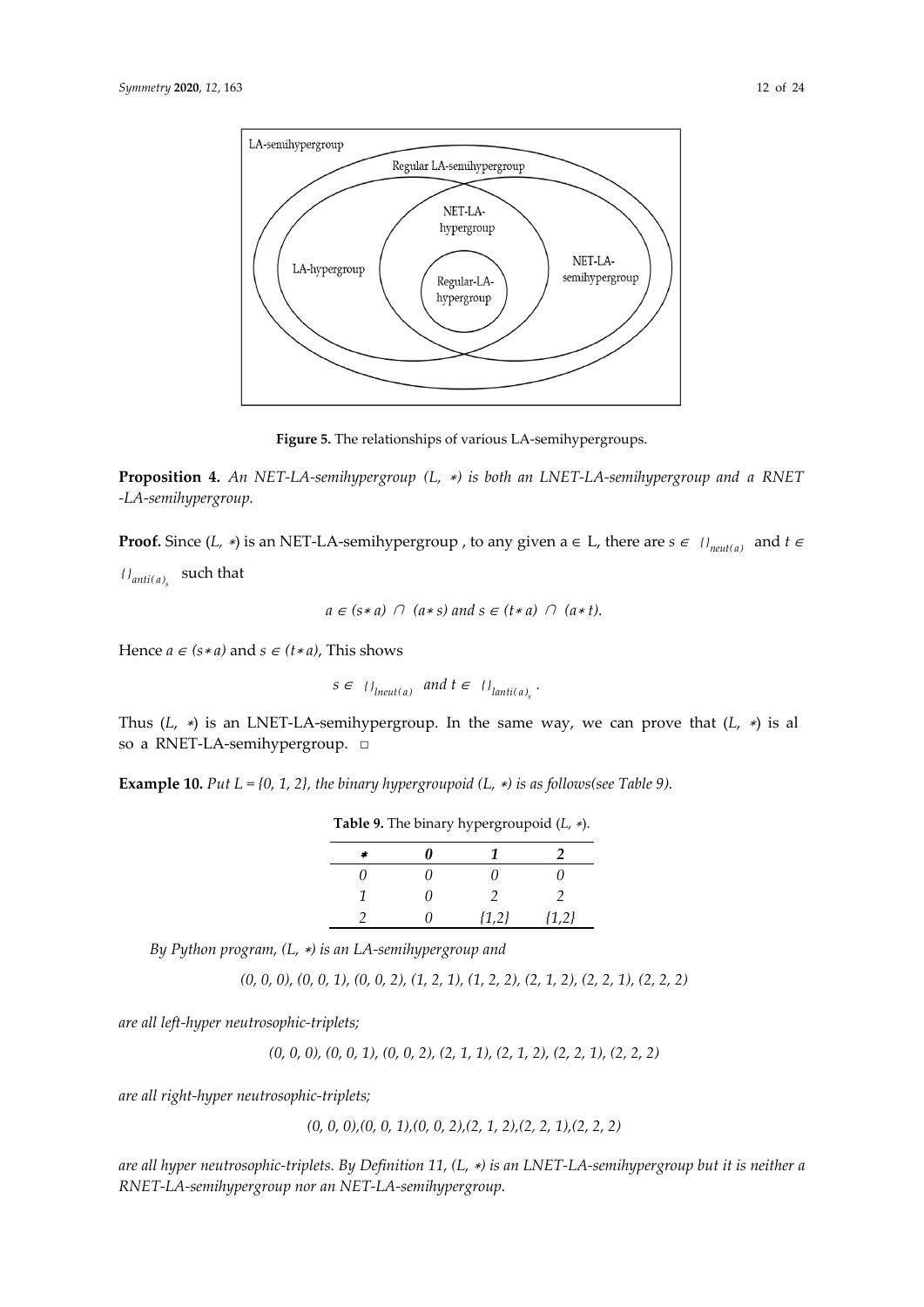LA-semihypergroup

Regular LA-semihypergroup

NET-LA-hypergroup

LA-hypergroup

Regular-LA-hypergroup

NET-LA-semihypergroup

**Figure 5.** The relationships of various LA-semihypergroups.

**Proposition 4.** *An NET-LA-semihypergroup (L, ∗) is both an LNET-LA-semihypergroup and a RNET -LA-semihypergroup.*

**Proof.** Since (L, ∗) is an NET-LA-semihypergroup , to any given a ∈ L, there are $s \in \{\}_{neut(a)}$ and $t \in \{\}_{anti(a)_s}$ such that

$$a \in (s * a) \cap (a * s) \text{ and } s \in (t * a) \cap (a * t).$$

Hence $a \in (s * a)$ and $s \in (t * a)$, This shows

$$s \in \{\}_{lneut(a)} \text{ and } t \in \{\}_{lanti(a)_s}.$$

Thus (L, ∗) is an LNET-LA-semihypergroup. In the same way, we can prove that (L, ∗) is al so a RNET-LA-semihypergroup. □

**Example 10.** *Put L = {0, 1, 2}, the binary hypergroupoid (L, ∗) is as follows(see Table 9).*

**Table 9.** The binary hypergroupoid (L, ∗).

| ∗ | 0 | 1 | 2 |
|---|---|---|---|
| 0 | 0 | 0 | 0 |
| 1 | 0 | 2 | 2 |
| 2 | 0 | {1,2} | {1,2} |

*By Python program, (L, ∗) is an LA-semihypergroup and*

*(0, 0, 0), (0, 0, 1), (0, 0, 2), (1, 2, 1), (1, 2, 2), (2, 1, 2), (2, 2, 1), (2, 2, 2)*

*are all left-hyper neutrosophic-triplets;*

*(0, 0, 0), (0, 0, 1), (0, 0, 2), (2, 1, 1), (2, 1, 2), (2, 2, 1), (2, 2, 2)*

*are all right-hyper neutrosophic-triplets;*

*(0, 0, 0),(0, 0, 1),(0, 0, 2),(2, 1, 2),(2, 2, 1),(2, 2, 2)*

*are all hyper neutrosophic-triplets. By Definition 11, (L, ∗) is an LNET-LA-semihypergroup but it is neither a RNET-LA-semihypergroup nor an NET-LA-semihypergroup.*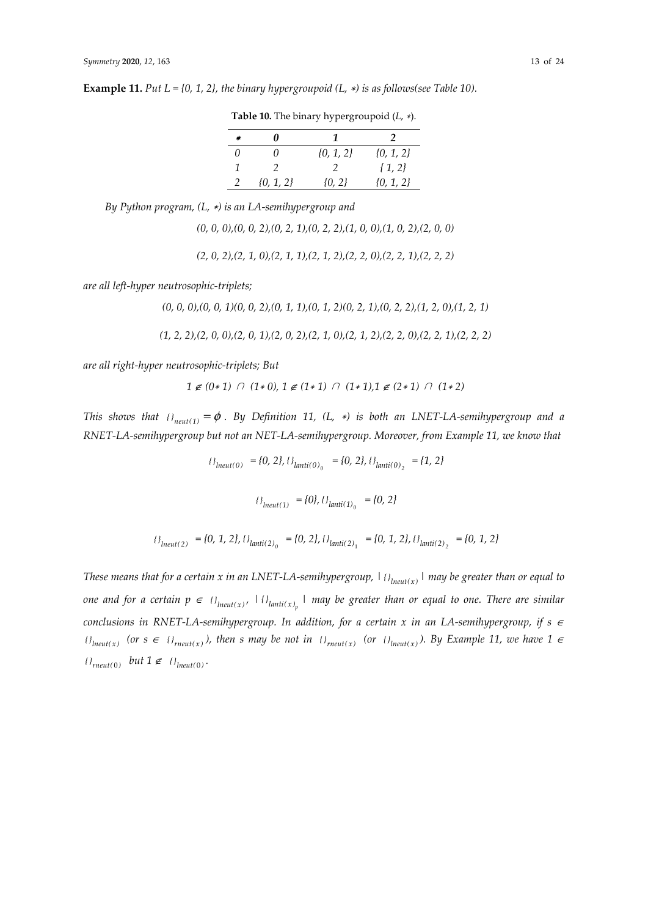**Example 11.** *Put $L = \{0, 1, 2\}$, the binary hypergroupoid $(L, *)$ is as follows(see Table 10).*

**Table 10.** The binary hypergroupoid $(L, *)$.

| * | 0 | 1 | 2 |
|---|---|---|---|
| 0 | 0 | {0, 1, 2} | {0, 1, 2} |
| 1 | 2 | 2 | { 1, 2} |
| 2 | {0, 1, 2} | {0, 2} | {0, 1, 2} |

*By Python program, $(L, *)$ is an LA-semihypergroup and*

$$(0, 0, 0),(0, 0, 2),(0, 2, 1),(0, 2, 2),(1, 0, 0),(1, 0, 2),(2, 0, 0)$$

$$(2, 0, 2),(2, 1, 0),(2, 1, 1),(2, 1, 2),(2, 2, 0),(2, 2, 1),(2, 2, 2)$$

*are all left-hyper neutrosophic-triplets;*

$$(0, 0, 0),(0, 0, 1)(0, 0, 2),(0, 1, 1),(0, 1, 2)(0, 2, 1),(0, 2, 2),(1, 2, 0),(1, 2, 1)$$

$$(1, 2, 2),(2, 0, 0),(2, 0, 1),(2, 0, 2),(2, 1, 0),(2, 1, 2),(2, 2, 0),(2, 2, 1),(2, 2, 2)$$

*are all right-hyper neutrosophic-triplets; But*

$$1 \notin (0*1) \cap (1*0),\ 1 \notin (1*1) \cap (1*1), 1 \notin (2*1) \cap (1*2)$$

*This shows that $\{\}_{neut(1)} = \phi$. By Definition 11, $(L, *)$ is both an LNET-LA-semihypergroup and a RNET-LA-semihypergroup but not an NET-LA-semihypergroup. Moreover, from Example 11, we know that*

$$\{\}_{lneut(0)} = \{0, 2\}, \{\}_{lanti(0)_0} = \{0, 2\}, \{\}_{lanti(0)_2} = \{1, 2\}$$

$$\{\}_{lneut(1)} = \{0\}, \{\}_{lanti(1)_0} = \{0, 2\}$$

$$\{\}_{lneut(2)} = \{0, 1, 2\}, \{\}_{lanti(2)_0} = \{0, 2\}, \{\}_{lanti(2)_1} = \{0, 1, 2\}, \{\}_{lanti(2)_2} = \{0, 1, 2\}$$

*These means that for a certain $x$ in an LNET-LA-semihypergroup, $|\{\}_{lneut(x)}|$ may be greater than or equal to one and for a certain $p \in \{\}_{lneut(x)}$, $|\{\}_{lanti(x)_p}|$ may be greater than or equal to one. There are similar conclusions in RNET-LA-semihypergroup. In addition, for a certain $x$ in an LA-semihypergroup, if $s \in \{\}_{lneut(x)}$ (or $s \in \{\}_{rneut(x)}$), then $s$ may be not in $\{\}_{rneut(x)}$ (or $\{\}_{lneut(x)}$). By Example 11, we have $1 \in \{\}_{rneut(0)}$ but $1 \notin \{\}_{lneut(0)}$.*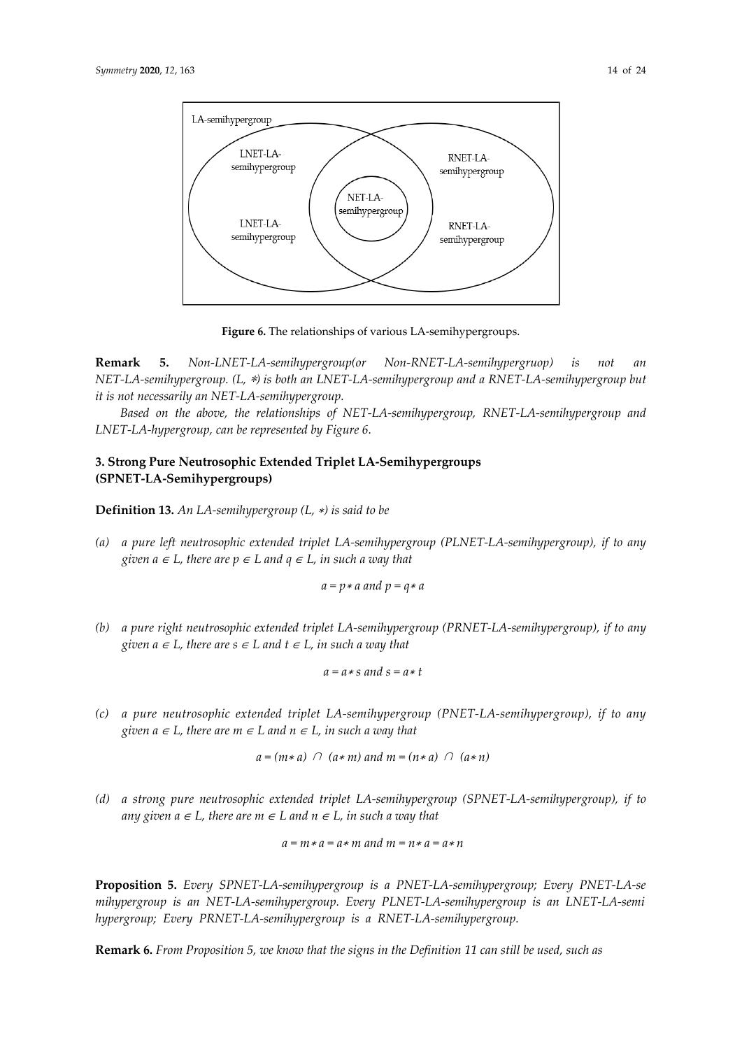LA-semihypergroup

LNET-LA-semihypergroup

RNET-LA-semihypergroup

NET-LA-semihypergroup

LNET-LA-semihypergroup

RNET-LA-semihypergroup

**Figure 6.** The relationships of various LA-semihypergroups.

**Remark 5.** *Non-LNET-LA-semihypergroup(or Non-RNET-LA-semihypergruop) is not an NET-LA-semihypergroup. $(L, *)$ is both an LNET-LA-semihypergroup and a RNET-LA-semihypergroup but it is not necessarily an NET-LA-semihypergroup.*

*Based on the above, the relationships of NET-LA-semihypergroup, RNET-LA-semihypergroup and LNET-LA-hypergroup, can be represented by Figure 6.*

## 3. Strong Pure Neutrosophic Extended Triplet LA-Semihypergroups (SPNET-LA-Semihypergroups)

**Definition 13.** *An LA-semihypergroup $(L, *)$ is said to be*

*(a) a pure left neutrosophic extended triplet LA-semihypergroup (PLNET-LA-semihypergroup), if to any given $a \in L$, there are $p \in L$ and $q \in L$, in such a way that*

$$a = p * a \text{ and } p = q * a$$

*(b) a pure right neutrosophic extended triplet LA-semihypergroup (PRNET-LA-semihypergroup), if to any given $a \in L$, there are $s \in L$ and $t \in L$, in such a way that*

$$a = a * s \text{ and } s = a * t$$

*(c) a pure neutrosophic extended triplet LA-semihypergroup (PNET-LA-semihypergroup), if to any given $a \in L$, there are $m \in L$ and $n \in L$, in such a way that*

$$a = (m * a) \cap (a * m) \text{ and } m = (n * a) \cap (a * n)$$

*(d) a strong pure neutrosophic extended triplet LA-semihypergroup (SPNET-LA-semihypergroup), if to any given $a \in L$, there are $m \in L$ and $n \in L$, in such a way that*

$$a = m * a = a * m \text{ and } m = n * a = a * n$$

**Proposition 5.** *Every SPNET-LA-semihypergroup is a PNET-LA-semihypergroup; Every PNET-LA-semihypergroup is an NET-LA-semihypergroup. Every PLNET-LA-semihypergroup is an LNET-LA-semihypergroup; Every PRNET-LA-semihypergroup is a RNET-LA-semihypergroup.*

**Remark 6.** *From Proposition 5, we know that the signs in the Definition 11 can still be used, such as*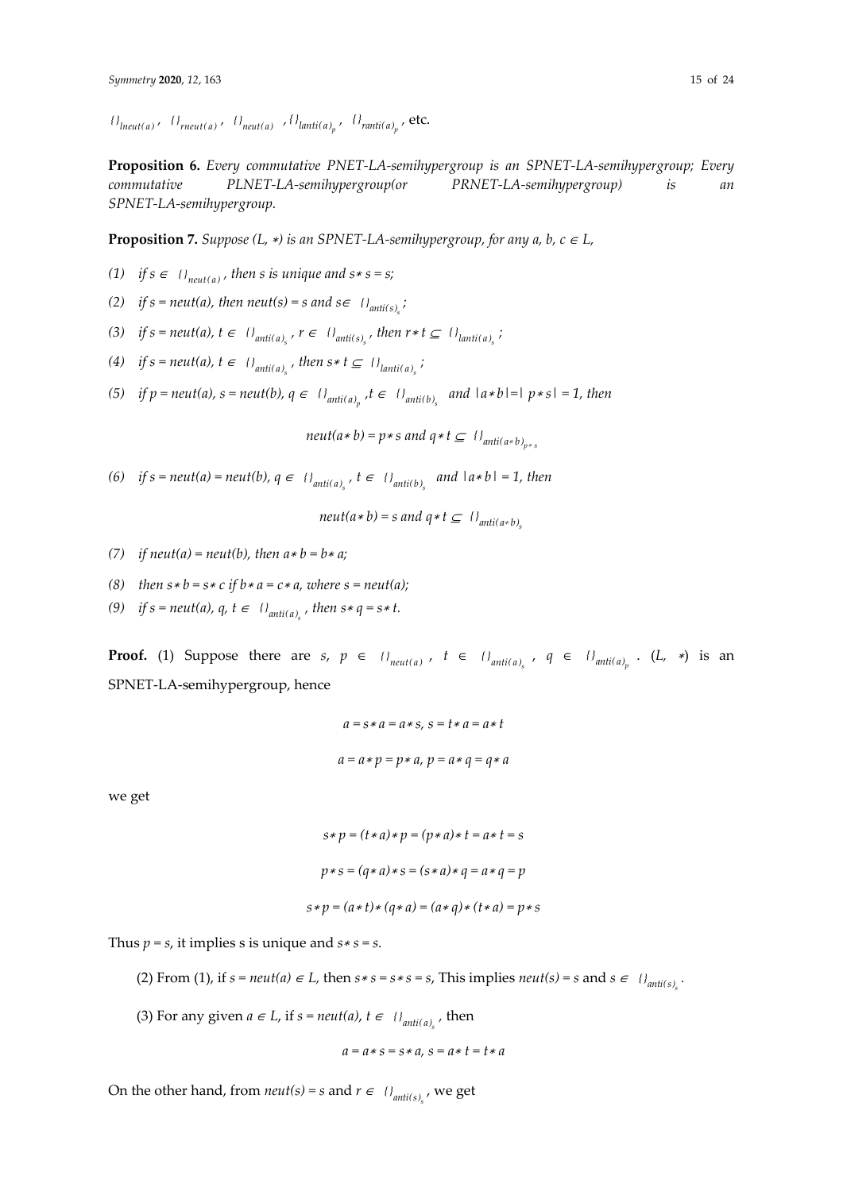$\{\}_{lneut(a)}$, $\{\}_{rneut(a)}$, $\{\}_{neut(a)}$, $\{\}_{lanti(a)_p}$, $\{\}_{ranti(a)_p}$, etc.

**Proposition 6.** *Every commutative PNET-LA-semihypergroup is an SPNET-LA-semihypergroup; Every commutative PLNET-LA-semihypergroup(or PRNET-LA-semihypergroup) is an SPNET-LA-semihypergroup.*

**Proposition 7.** *Suppose $(L, *)$ is an SPNET-LA-semihypergroup, for any $a, b, c \in L$,*

*(1) if $s \in \{\}_{neut(a)}$, then s is unique and $s*s = s$;*

*(2) if $s = neut(a)$, then $neut(s) = s$ and $s \in \{\}_{anti(s)_s}$;*

*(3) if $s = neut(a)$, $t \in \{\}_{anti(a)_s}$, $r \in \{\}_{anti(s)_s}$, then $r*t \subseteq \{\}_{lanti(a)_s}$;*

*(4) if $s = neut(a)$, $t \in \{\}_{anti(a)_s}$, then $s*t \subseteq \{\}_{lanti(a)_s}$;*

*(5) if $p = neut(a)$, $s = neut(b)$, $q \in \{\}_{anti(a)_p}$, $t \in \{\}_{anti(b)_s}$ and $|a*b| = |p*s| = 1$, then*

$$neut(a*b) = p*s \text{ and } q*t \subseteq \{\}_{anti(a*b)_{p*s}}$$

*(6) if $s = neut(a) = neut(b)$, $q \in \{\}_{anti(a)_s}$, $t \in \{\}_{anti(b)_s}$ and $|a*b| = 1$, then*

$$neut(a*b) = s \text{ and } q*t \subseteq \{\}_{anti(a*b)_s}$$

*(7) if $neut(a) = neut(b)$, then $a*b = b*a$;*

*(8) then $s*b = s*c$ if $b*a = c*a$, where $s = neut(a)$;*

*(9) if $s = neut(a)$, $q, t \in \{\}_{anti(a)_s}$, then $s*q = s*t$.*

**Proof.** (1) Suppose there are $s, p \in \{\}_{neut(a)}$, $t \in \{\}_{anti(a)_s}$, $q \in \{\}_{anti(a)_p}$. $(L, *)$ is an SPNET-LA-semihypergroup, hence

$$a = s*a = a*s, \; s = t*a = a*t$$

$$a = a*p = p*a, \; p = a*q = q*a$$

we get

$$s*p = (t*a)*p = (p*a)*t = a*t = s$$

$$p*s = (q*a)*s = (s*a)*q = a*q = p$$

$$s*p = (a*t)*(q*a) = (a*q)*(t*a) = p*s$$

Thus $p = s$, it implies s is unique and $s*s = s$.

(2) From (1), if $s = neut(a) \in L$, then $s*s = s*s = s$, This implies $neut(s) = s$ and $s \in \{\}_{anti(s)_s}$.

(3) For any given $a \in L$, if $s = neut(a)$, $t \in \{\}_{anti(a)_s}$, then

$$a = a*s = s*a, \; s = a*t = t*a$$

On the other hand, from $neut(s) = s$ and $r \in \{\}_{anti(s)_s}$, we get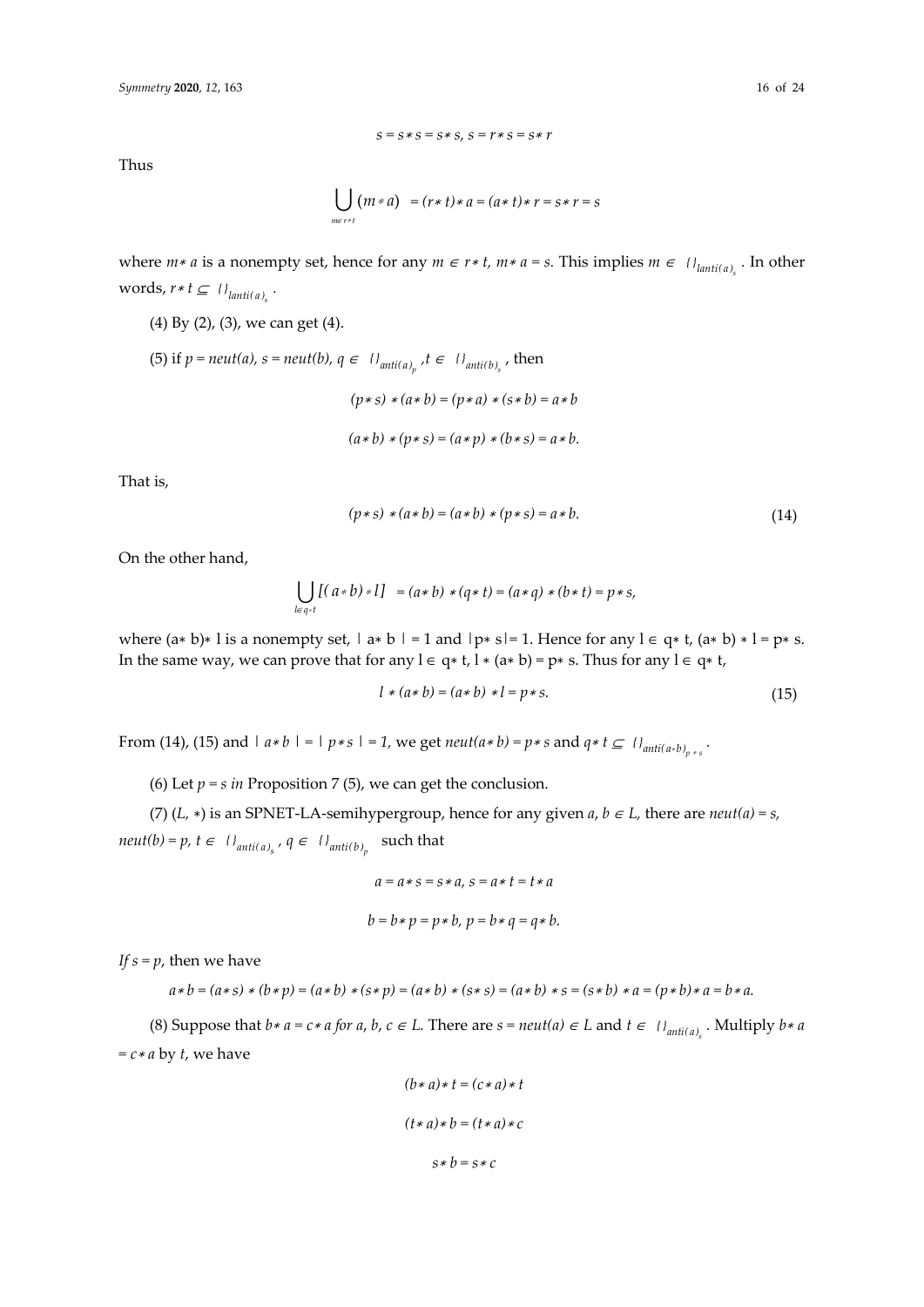$$s = s * s = s * s,\ s = r * s = s * r$$

Thus

$$\bigcup_{m \in r*t} (m * a) = (r * t) * a = (a * t) * r = s * r = s$$

where $m * a$ is a nonempty set, hence for any $m \in r * t$, $m * a = s$. This implies $m \in \{\}_{lanti(a)_s}$. In other words, $r * t \subseteq \{\}_{lanti(a)_s}$.

(4) By (2), (3), we can get (4).

(5) if $p = neut(a)$, $s = neut(b)$, $q \in \{\}_{anti(a)_p}$, $t \in \{\}_{anti(b)_s}$, then

$$(p * s) * (a * b) = (p * a) * (s * b) = a * b$$

$$(a * b) * (p * s) = (a * p) * (b * s) = a * b.$$

That is,

$$(p * s) * (a * b) = (a * b) * (p * s) = a * b. \tag{14}$$

On the other hand,

$$\bigcup_{l \in q*t} [(a * b) * l] = (a * b) * (q * t) = (a * q) * (b * t) = p * s,$$

where $(a * b) * l$ is a nonempty set, $|a * b| = 1$ and $|p * s| = 1$. Hence for any $l \in q * t$, $(a * b) * l = p * s$. In the same way, we can prove that for any $l \in q * t$, $l * (a * b) = p * s$. Thus for any $l \in q * t$,

$$l * (a * b) = (a * b) * l = p * s. \tag{15}$$

From (14), (15) and $|a * b| = |p * s| = 1$, we get $neut(a * b) = p * s$ and $q * t \subseteq \{\}_{anti(a*b)_{p*s}}$.

(6) Let $p = s$ *in* Proposition 7 (5), we can get the conclusion.

(7) $(L, *)$ is an SPNET-LA-semihypergroup, hence for any given $a, b \in L$, there are $neut(a) = s$, $neut(b) = p$, $t \in \{\}_{anti(a)_s}$, $q \in \{\}_{anti(b)_p}$ such that

$$a = a * s = s * a,\ s = a * t = t * a$$

$$b = b * p = p * b,\ p = b * q = q * b.$$

*If* $s = p$, then we have

$$a * b = (a * s) * (b * p) = (a * b) * (s * p) = (a * b) * (s * s) = (a * b) * s = (s * b) * a = (p * b) * a = b * a.$$

(8) Suppose that $b * a = c * a$ *for* $a, b, c \in L$. There are $s = neut(a) \in L$ and $t \in \{\}_{anti(a)_s}$. Multiply $b * a = c * a$ by $t$, we have

$$(b * a) * t = (c * a) * t$$

$$(t * a) * b = (t * a) * c$$

$$s * b = s * c$$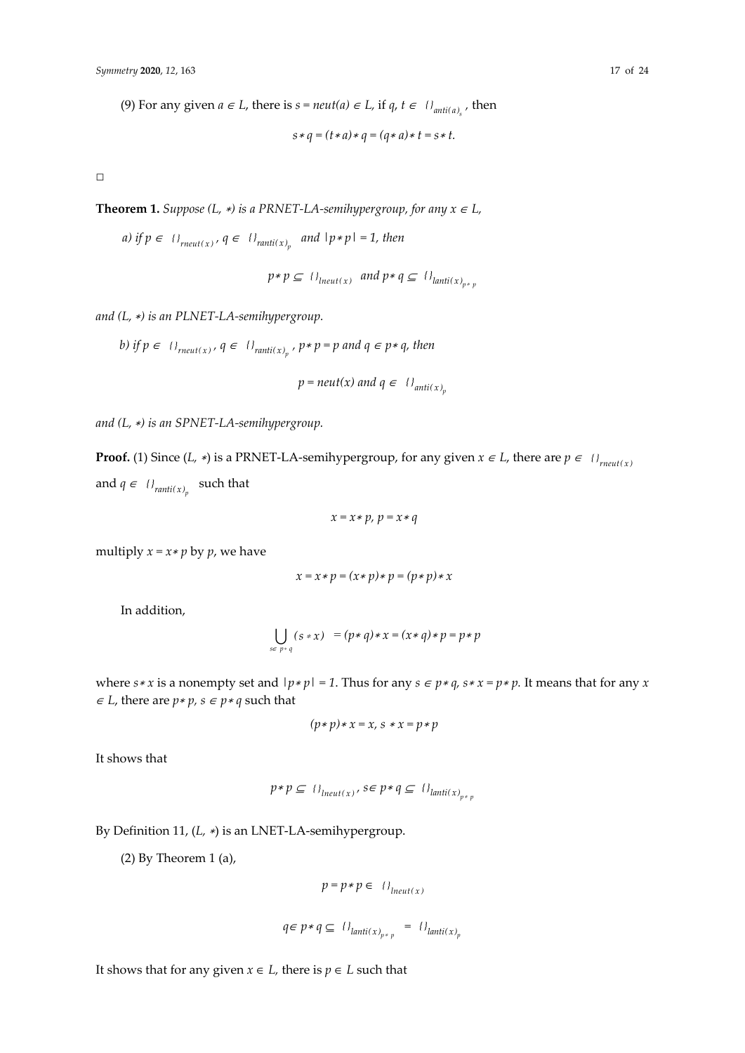(9) For any given $a \in L$, there is $s = neut(a) \in L$, if $q, t \in \{\}_{anti(a)_s}$, then

$$s * q = (t * a) * q = (q * a) * t = s * t.$$

□

**Theorem 1.** *Suppose $(L, *)$ is a PRNET-LA-semihypergroup, for any $x \in L$,*

*a) if $p \in \{\}_{rneut(x)}$, $q \in \{\}_{ranti(x)_p}$ and $|p * p| = 1$, then*

$$p * p \subseteq \{\}_{lneut(x)} \text{ and } p * q \subseteq \{\}_{lanti(x)_{p * p}}$$

*and $(L, *)$ is an PLNET-LA-semihypergroup.*

*b) if $p \in \{\}_{rneut(x)}$, $q \in \{\}_{ranti(x)_p}$, $p * p = p$ and $q \in p * q$, then*

$$p = neut(x) \text{ and } q \in \{\}_{anti(x)_p}$$

*and $(L, *)$ is an SPNET-LA-semihypergroup.*

**Proof.** (1) Since $(L, *)$ is a PRNET-LA-semihypergroup, for any given $x \in L$, there are $p \in \{\}_{rneut(x)}$ and $q \in \{\}_{ranti(x)_p}$ such that

$$x = x * p,\ p = x * q$$

multiply $x = x * p$ by $p$, we have

$$x = x * p = (x * p) * p = (p * p) * x$$

In addition,

$$\bigcup_{s \in p * q} (s * x) = (p * q) * x = (x * q) * p = p * p$$

where $s * x$ is a nonempty set and $|p * p| = 1$. Thus for any $s \in p * q$, $s * x = p * p$. It means that for any $x \in L$, there are $p * p$, $s \in p * q$ such that

$$(p * p) * x = x,\ s * x = p * p$$

It shows that

$$p * p \subseteq \{\}_{lneut(x)},\ s \in p * q \subseteq \{\}_{lanti(x)_{p * p}}$$

By Definition 11, $(L, *)$ is an LNET-LA-semihypergroup.

(2) By Theorem 1 (a),

$$p = p * p \in \{\}_{lneut(x)}$$

$$q \in p * q \subseteq \{\}_{lanti(x)_{p * p}} = \{\}_{lanti(x)_p}$$

It shows that for any given $x \in L$, there is $p \in L$ such that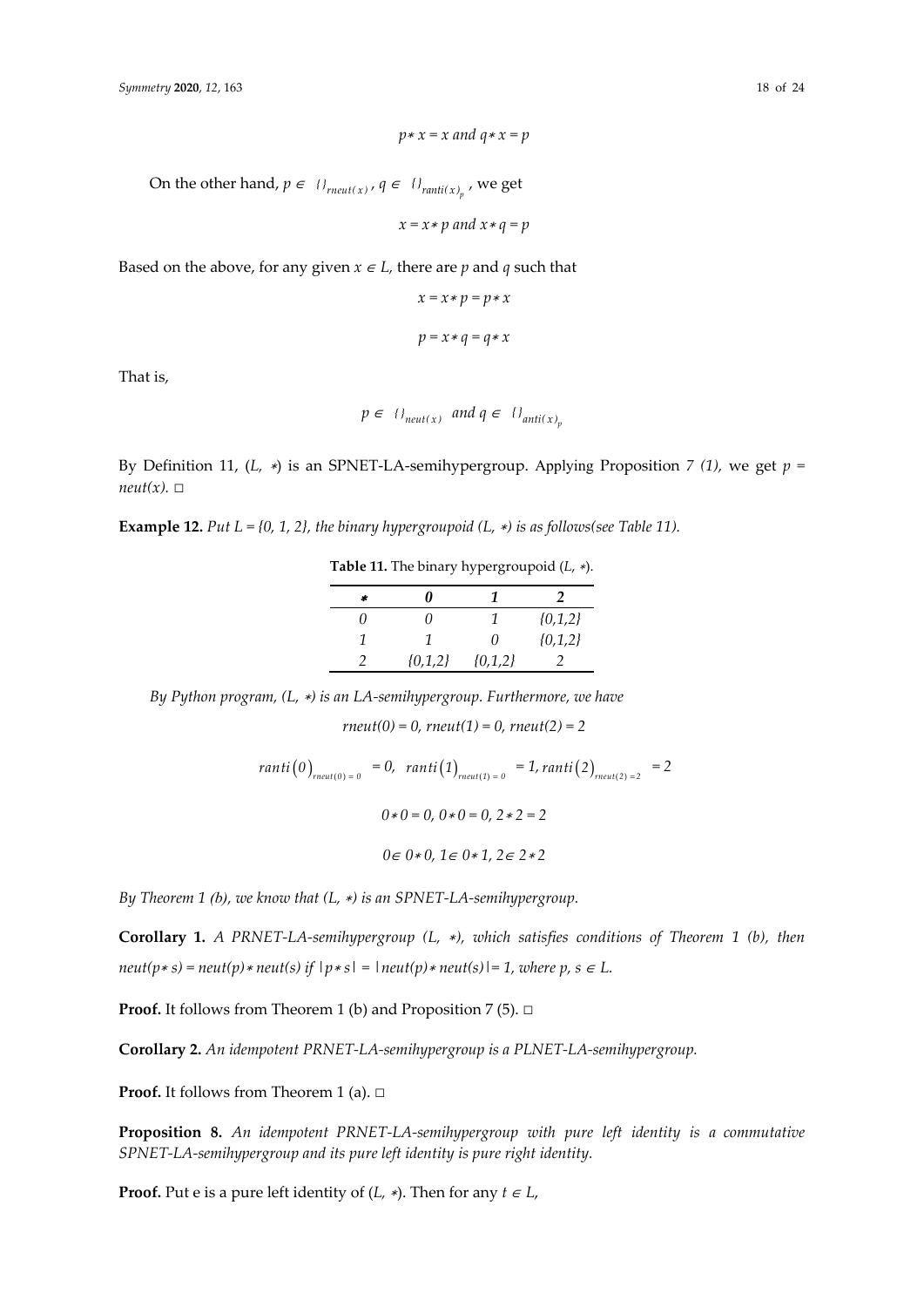$$p * x = x \text{ and } q * x = p$$

On the other hand, $p \in \{\}_{rneut(x)}$, $q \in \{\}_{ranti(x)_p}$, we get

$$x = x * p \text{ and } x * q = p$$

Based on the above, for any given $x \in L$, there are $p$ and $q$ such that

$$x = x * p = p * x$$

$$p = x * q = q * x$$

That is,

$$p \in \{\}_{neut(x)} \text{ and } q \in \{\}_{anti(x)_p}$$

By Definition 11, ($L$, $*$) is an SPNET-LA-semihypergroup. Applying Proposition 7 (1), we get $p = neut(x)$. □

**Example 12.** *Put L = {0, 1, 2}, the binary hypergroupoid (L, ∗) is as follows(see Table 11).*

**Table 11.** The binary hypergroupoid ($L$, $*$).

| * | 0 | 1 | 2 |
|---|---|---|---|
| 0 | 0 | 1 | {0,1,2} |
| 1 | 1 | 0 | {0,1,2} |
| 2 | {0,1,2} | {0,1,2} | 2 |

*By Python program, (L, ∗) is an LA-semihypergroup. Furthermore, we have*

$$rneut(0) = 0,\ rneut(1) = 0,\ rneut(2) = 2$$

$$ranti(0)_{rneut(0)=0} = 0,\ \ ranti(1)_{rneut(1)=0} = 1,\ ranti(2)_{rneut(2)=2} = 2$$

$$0 * 0 = 0,\ 0 * 0 = 0,\ 2 * 2 = 2$$

$$0 \in 0 * 0,\ 1 \in 0 * 1,\ 2 \in 2 * 2$$

*By Theorem 1 (b), we know that (L, ∗) is an SPNET-LA-semihypergroup.*

**Corollary 1.** *A PRNET-LA-semihypergroup (L, ∗), which satisfies conditions of Theorem 1 (b), then* $neut(p * s) = neut(p) * neut(s)$ *if* $|p * s| = |neut(p) * neut(s)| = 1$*, where* $p, s \in L$*.*

**Proof.** It follows from Theorem 1 (b) and Proposition 7 (5). □

**Corollary 2.** *An idempotent PRNET-LA-semihypergroup is a PLNET-LA-semihypergroup.*

**Proof.** It follows from Theorem 1 (a). □

**Proposition 8.** *An idempotent PRNET-LA-semihypergroup with pure left identity is a commutative SPNET-LA-semihypergroup and its pure left identity is pure right identity.*

**Proof.** Put e is a pure left identity of ($L$, $*$). Then for any $t \in L$,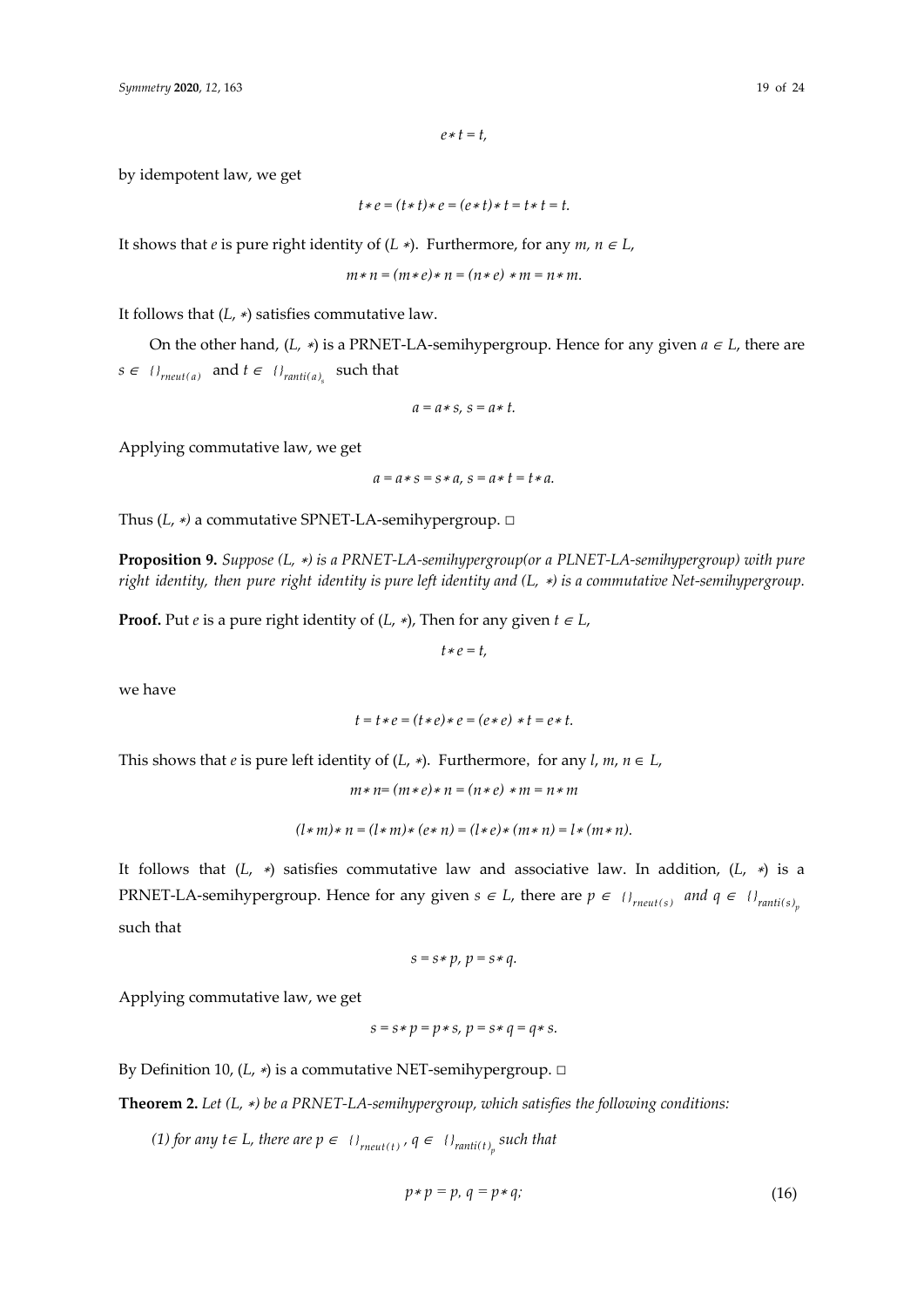$$e * t = t,$$

by idempotent law, we get

$$t * e = (t * t) * e = (e * t) * t = t * t = t.$$

It shows that $e$ is pure right identity of $(L\ *)$. Furthermore, for any $m, n \in L$,

$$m * n = (m * e) * n = (n * e) * m = n * m.$$

It follows that $(L, *)$ satisfies commutative law.

On the other hand, $(L, *)$ is a PRNET-LA-semihypergroup. Hence for any given $a \in L$, there are $s \in \{\}_{rneut(a)}$ and $t \in \{\}_{ranti(a)_s}$ such that

$$a = a * s,\ s = a * t.$$

Applying commutative law, we get

$$a = a * s = s * a,\ s = a * t = t * a.$$

Thus $(L, *)$ a commutative SPNET-LA-semihypergroup. □

**Proposition 9.** *Suppose $(L, *)$ is a PRNET-LA-semihypergroup(or a PLNET-LA-semihypergroup) with pure right identity, then pure right identity is pure left identity and $(L, *)$ is a commutative Net-semihypergroup.*

**Proof.** Put $e$ is a pure right identity of $(L, *)$, Then for any given $t \in L$,

$$t * e = t,$$

we have

$$t = t * e = (t * e) * e = (e * e) * t = e * t.$$

This shows that $e$ is pure left identity of $(L, *)$. Furthermore, for any $l, m, n \in L$,

$$m * n = (m * e) * n = (n * e) * m = n * m$$

$$(l * m) * n = (l * m) * (e * n) = (l * e) * (m * n) = l * (m * n).$$

It follows that $(L, *)$ satisfies commutative law and associative law. In addition, $(L, *)$ is a PRNET-LA-semihypergroup. Hence for any given $s \in L$, there are $p \in \{\}_{rneut(s)}$ and $q \in \{\}_{ranti(s)_p}$ such that

$$s = s * p,\ p = s * q.$$

Applying commutative law, we get

$$s = s * p = p * s,\ p = s * q = q * s.$$

By Definition 10, $(L, *)$ is a commutative NET-semihypergroup. □

**Theorem 2.** *Let $(L, *)$ be a PRNET-LA-semihypergroup, which satisfies the following conditions:*

*(1) for any $t \in L$, there are $p \in \{\}_{rneut(t)}$, $q \in \{\}_{ranti(t)_p}$ such that*

$$p * p = p,\ q = p * q; \tag{16}$$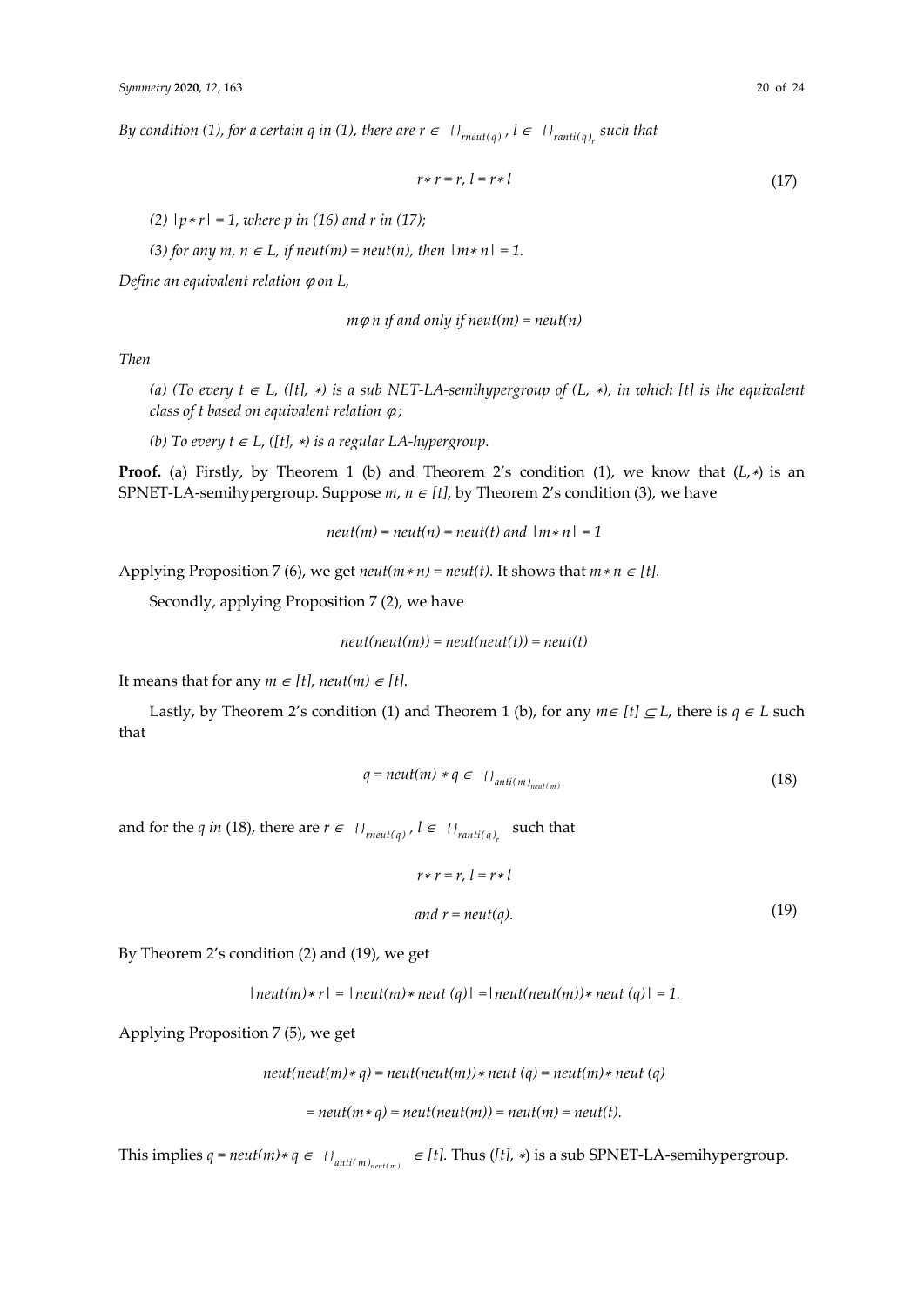*By condition (1), for a certain q in (1), there are* $r \in \{\}_{rneut(q)}$, $l \in \{\}_{ranti(q)_r}$ *such that*

$$r * r = r, \ l = r * l \tag{17}$$

*(2)* $|p * r| = 1$*, where p in (16) and r in (17);*

*(3) for any* $m, n \in L$*, if* $neut(m) = neut(n)$*, then* $|m * n| = 1$.

*Define an equivalent relation* $\varphi$ *on L,*

$$m \varphi n \text{ if and only if } neut(m) = neut(n)$$

*Then*

*(a) (To every* $t \in L$*, ([t],* $*$*) is a sub NET-LA-semihypergroup of (L,* $*$*), in which [t] is the equivalent class of t based on equivalent relation* $\varphi$*;*

*(b) To every* $t \in L$*, ([t],* $*$*) is a regular LA-hypergroup.*

**Proof.** (a) Firstly, by Theorem 1 (b) and Theorem 2's condition (1), we know that $(L, *)$ is an SPNET-LA-semihypergroup. Suppose $m, n \in [t]$, by Theorem 2's condition (3), we have

$$neut(m) = neut(n) = neut(t) \text{ and } |m * n| = 1$$

Applying Proposition 7 (6), we get $neut(m * n) = neut(t)$. It shows that $m * n \in [t]$.

Secondly, applying Proposition 7 (2), we have

$$neut(neut(m)) = neut(neut(t)) = neut(t)$$

It means that for any $m \in [t]$, $neut(m) \in [t]$.

Lastly, by Theorem 2's condition (1) and Theorem 1 (b), for any $m \in [t] \subseteq L$, there is $q \in L$ such that

$$q = neut(m) * q \in \{\}_{anti(m)_{neut(m)}} \tag{18}$$

and for the $q$ *in* (18), there are $r \in \{\}_{rneut(q)}$, $l \in \{\}_{ranti(q)_r}$ such that

$$r * r = r, \ l = r * l$$
$$\text{and } r = neut(q). \tag{19}$$

By Theorem 2's condition (2) and (19), we get

$$|neut(m) * r| = |neut(m) * neut(q)| = |neut(neut(m)) * neut(q)| = 1.$$

Applying Proposition 7 (5), we get

$$neut(neut(m) * q) = neut(neut(m)) * neut(q) = neut(m) * neut(q)$$

$$= neut(m * q) = neut(neut(m)) = neut(m) = neut(t).$$

This implies $q = neut(m) * q \in \{\}_{anti(m)_{neut(m)}} \in [t]$. Thus $([t], *)$ is a sub SPNET-LA-semihypergroup.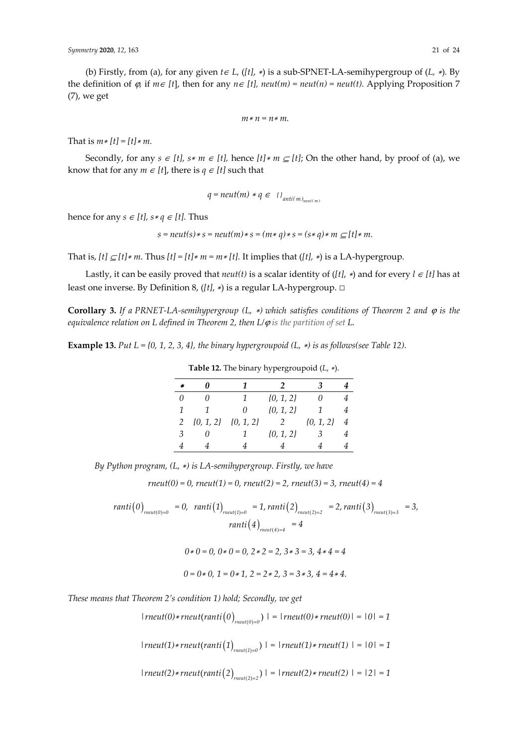(b) Firstly, from (a), for any given $t \in L$, $([t], *)$ is a sub-SPNET-LA-semihypergroup of $(L, *)$. By the definition of $\varphi$, if $m \in [t]$, then for any $n \in [t]$, $neut(m) = neut(n) = neut(t)$. Applying Proposition 7 (7), we get

$$m * n = n * m.$$

That is $m * [t] = [t] * m$.

Secondly, for any $s \in [t]$, $s * m \in [t]$, hence $[t] * m \subseteq [t]$; On the other hand, by proof of (a), we know that for any $m \in [t]$, there is $q \in [t]$ such that

$$q = neut(m) * q \in \{\}_{anti(m)_{neut(m)}}$$

hence for any $s \in [t]$, $s * q \in [t]$. Thus

$$s = neut(s) * s = neut(m) * s = (m * q) * s = (s * q) * m \subseteq [t] * m.$$

That is, $[t] \subseteq [t] * m$. Thus $[t] = [t] * m = m * [t]$. It implies that $([t], *)$ is a LA-hypergroup.

Lastly, it can be easily proved that $neut(t)$ is a scalar identity of $([t], *)$ and for every $l \in [t]$ has at least one inverse. By Definition 8, $([t], *)$ is a regular LA-hypergroup. □

**Corollary 3.** *If a PRNET-LA-semihypergroup $(L, *)$ which satisfies conditions of Theorem 2 and $\varphi$ is the equivalence relation on L defined in Theorem 2, then $L/\varphi$ is the partition of set L.*

**Example 13.** *Put $L = \{0, 1, 2, 3, 4\}$, the binary hypergroupoid $(L, *)$ is as follows(see Table 12).*

**Table 12.** The binary hypergroupoid $(L, *)$.

| * | 0 | 1 | 2 | 3 | 4 |
|---|---|---|---|---|---|
| 0 | 0 | 1 | {0, 1, 2} | 0 | 4 |
| 1 | 1 | 0 | {0, 1, 2} | 1 | 4 |
| 2 | {0, 1, 2} | {0, 1, 2} | 2 | {0, 1, 2} | 4 |
| 3 | 0 | 1 | {0, 1, 2} | 3 | 4 |
| 4 | 4 | 4 | 4 | 4 | 4 |

*By Python program, $(L, *)$ is LA-semihypergroup. Firstly, we have*

$$rneut(0) = 0,\ rneut(1) = 0,\ rneut(2) = 2,\ rneut(3) = 3,\ rneut(4) = 4$$

$$ranti(0)_{rneut(0)=0} = 0,\ \ ranti(1)_{rneut(1)=0} = 1,\ ranti(2)_{rneut(2)=2} = 2,\ ranti(3)_{rneut(3)=3} = 3,$$
$$ranti(4)_{rneut(4)=4} = 4$$

$$0 * 0 = 0,\ 0 * 0 = 0,\ 2 * 2 = 2,\ 3 * 3 = 3,\ 4 * 4 = 4$$

$$0 = 0 * 0,\ 1 = 0 * 1,\ 2 = 2 * 2,\ 3 = 3 * 3,\ 4 = 4 * 4.$$

*These means that Theorem 2's condition 1) hold; Secondly, we get*

$$|rneut(0) * rneut(ranti(0)_{rneut(0)=0})| = |rneut(0) * rneut(0)| = |0| = 1$$

$$|rneut(1) * rneut(ranti(1)_{rneut(1)=0})| = |rneut(1) * rneut(1)| = |0| = 1$$

$$|rneut(2) * rneut(ranti(2)_{rneut(2)=2})| = |rneut(2) * rneut(2)| = |2| = 1$$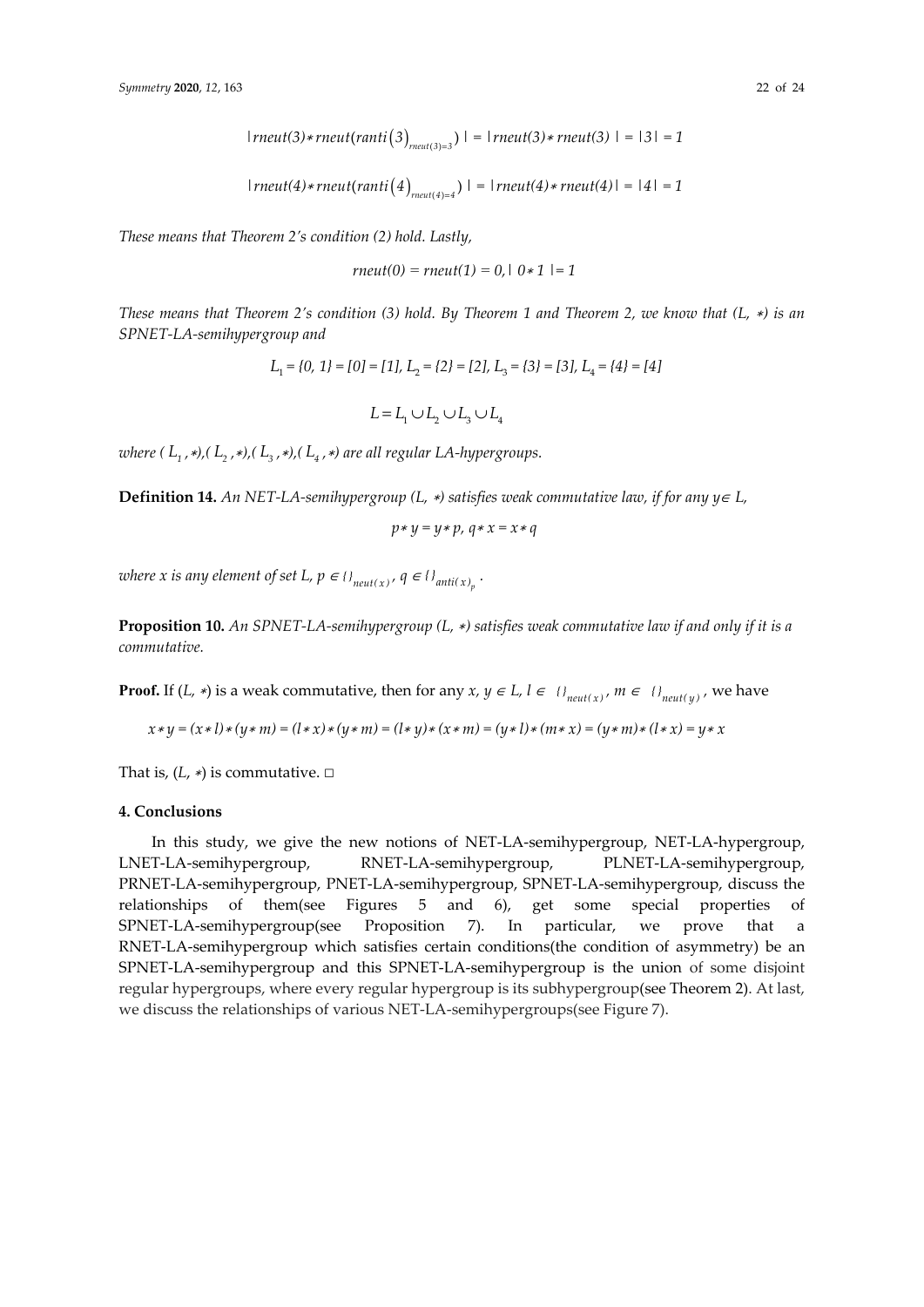$$|\,rneut(3) * rneut(ranti(3)_{rneut(3)=3})\,| = |\,rneut(3) * rneut(3)\,| = |3| = 1$$

$$|\,rneut(4) * rneut(ranti(4)_{rneut(4)=4})\,| = |\,rneut(4) * rneut(4)| = |4| = 1$$

*These means that Theorem 2's condition (2) hold. Lastly,*

$$rneut(0) = rneut(1) = 0, |\ 0 * 1\ | = 1$$

*These means that Theorem 2's condition (3) hold. By Theorem 1 and Theorem 2, we know that (L, ∗) is an SPNET-LA-semihypergroup and*

$$L_1 = \{0, 1\} = [0] = [1], L_2 = \{2\} = [2], L_3 = \{3\} = [3], L_4 = \{4\} = [4]$$

$$L = L_1 \cup L_2 \cup L_3 \cup L_4$$

*where* $(L_1, *), (L_2, *), (L_3, *), (L_4, *)$ *are all regular LA-hypergroups.*

**Definition 14.** *An NET-LA-semihypergroup (L, ∗) satisfies weak commutative law, if for any* $y \in L$,

$$p * y = y * p,\ q * x = x * q$$

*where x is any element of set L,* $p \in \{\}_{neut(x)}$, $q \in \{\}_{anti(x)_p}$.

**Proposition 10.** *An SPNET-LA-semihypergroup (L, ∗) satisfies weak commutative law if and only if it is a commutative.*

**Proof.** If (*L*, ∗) is a weak commutative, then for any $x, y \in L$, $l \in \{\}_{neut(x)}$, $m \in \{\}_{neut(y)}$, we have

$$x * y = (x * l) * (y * m) = (l * x) * (y * m) = (l * y) * (x * m) = (y * l) * (m * x) = (y * m) * (l * x) = y * x$$

That is, (*L*, ∗) is commutative. □

## 4. Conclusions

In this study, we give the new notions of NET-LA-semihypergroup, NET-LA-hypergroup, LNET-LA-semihypergroup, RNET-LA-semihypergroup, PLNET-LA-semihypergroup, PRNET-LA-semihypergroup, PNET-LA-semihypergroup, SPNET-LA-semihypergroup, discuss the relationships of them(see Figures 5 and 6), get some special properties of SPNET-LA-semihypergroup(see Proposition 7). In particular, we prove that a RNET-LA-semihypergroup which satisfies certain conditions(the condition of asymmetry) be an SPNET-LA-semihypergroup and this SPNET-LA-semihypergroup is the union of some disjoint regular hypergroups, where every regular hypergroup is its subhypergroup(see Theorem 2). At last, we discuss the relationships of various NET-LA-semihypergroups(see Figure 7).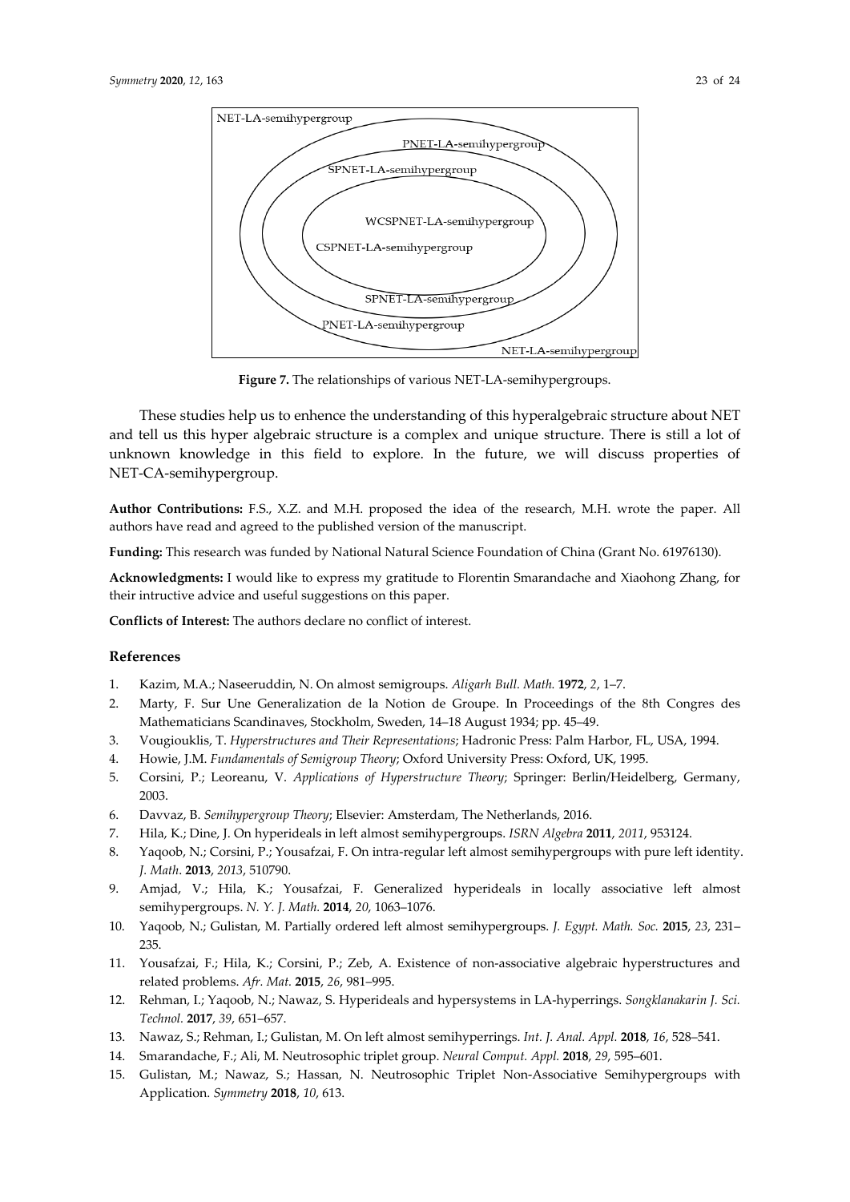NET-LA-semihypergroup

PNET-LA-semihypergroup

SPNET-LA-semihypergroup

WCSPNET-LA-semihypergroup

CSPNET-LA-semihypergroup

SPNET-LA-semihypergroup

PNET-LA-semihypergroup

NET-LA-semihypergroup

**Figure 7.** The relationships of various NET-LA-semihypergroups.

These studies help us to enhence the understanding of this hyperalgebraic structure about NET and tell us this hyper algebraic structure is a complex and unique structure. There is still a lot of unknown knowledge in this field to explore. In the future, we will discuss properties of NET-CA-semihypergroup.

**Author Contributions:** F.S., X.Z. and M.H. proposed the idea of the research, M.H. wrote the paper. All authors have read and agreed to the published version of the manuscript.

**Funding:** This research was funded by National Natural Science Foundation of China (Grant No. 61976130).

**Acknowledgments:** I would like to express my gratitude to Florentin Smarandache and Xiaohong Zhang, for their intructive advice and useful suggestions on this paper.

**Conflicts of Interest:** The authors declare no conflict of interest.

## References

1. Kazim, M.A.; Naseeruddin, N. On almost semigroups. *Aligarh Bull. Math.* **1972**, *2*, 1–7.
2. Marty, F. Sur Une Generalization de la Notion de Groupe. In Proceedings of the 8th Congres des Mathematiciens Scandinaves, Stockholm, Sweden, 14–18 August 1934; pp. 45–49.
3. Vougiouklis, T. *Hyperstructures and Their Representations*; Hadronic Press: Palm Harbor, FL, USA, 1994.
4. Howie, J.M. *Fundamentals of Semigroup Theory*; Oxford University Press: Oxford, UK, 1995.
5. Corsini, P.; Leoreanu, V. *Applications of Hyperstructure Theory*; Springer: Berlin/Heidelberg, Germany, 2003.
6. Davvaz, B. *Semihypergroup Theory*; Elsevier: Amsterdam, The Netherlands, 2016.
7. Hila, K.; Dine, J. On hyperideals in left almost semihypergroups. *ISRN Algebra* **2011**, *2011*, 953124.
8. Yaqoob, N.; Corsini, P.; Yousafzai, F. On intra-regular left almost semihypergroups with pure left identity. *J. Math.* **2013**, *2013*, 510790.
9. Amjad, V.; Hila, K.; Yousafzai, F. Generalized hyperideals in locally associative left almost semihypergroups. *N. Y. J. Math.* **2014**, *20*, 1063–1076.
10. Yaqoob, N.; Gulistan, M. Partially ordered left almost semihypergroups. *J. Egypt. Math. Soc.* **2015**, *23*, 231–235.
11. Yousafzai, F.; Hila, K.; Corsini, P.; Zeb, A. Existence of non-associative algebraic hyperstructures and related problems. *Afr. Mat.* **2015**, *26*, 981–995.
12. Rehman, I.; Yaqoob, N.; Nawaz, S. Hyperideals and hypersystems in LA-hyperrings. *Songklanakarin J. Sci. Technol.* **2017**, *39*, 651–657.
13. Nawaz, S.; Rehman, I.; Gulistan, M. On left almost semihyperrings. *Int. J. Anal. Appl.* **2018**, *16*, 528–541.
14. Smarandache, F.; Ali, M. Neutrosophic triplet group. *Neural Comput. Appl.* **2018**, *29*, 595–601.
15. Gulistan, M.; Nawaz, S.; Hassan, N. Neutrosophic Triplet Non-Associative Semihypergroups with Application. *Symmetry* **2018**, *10*, 613.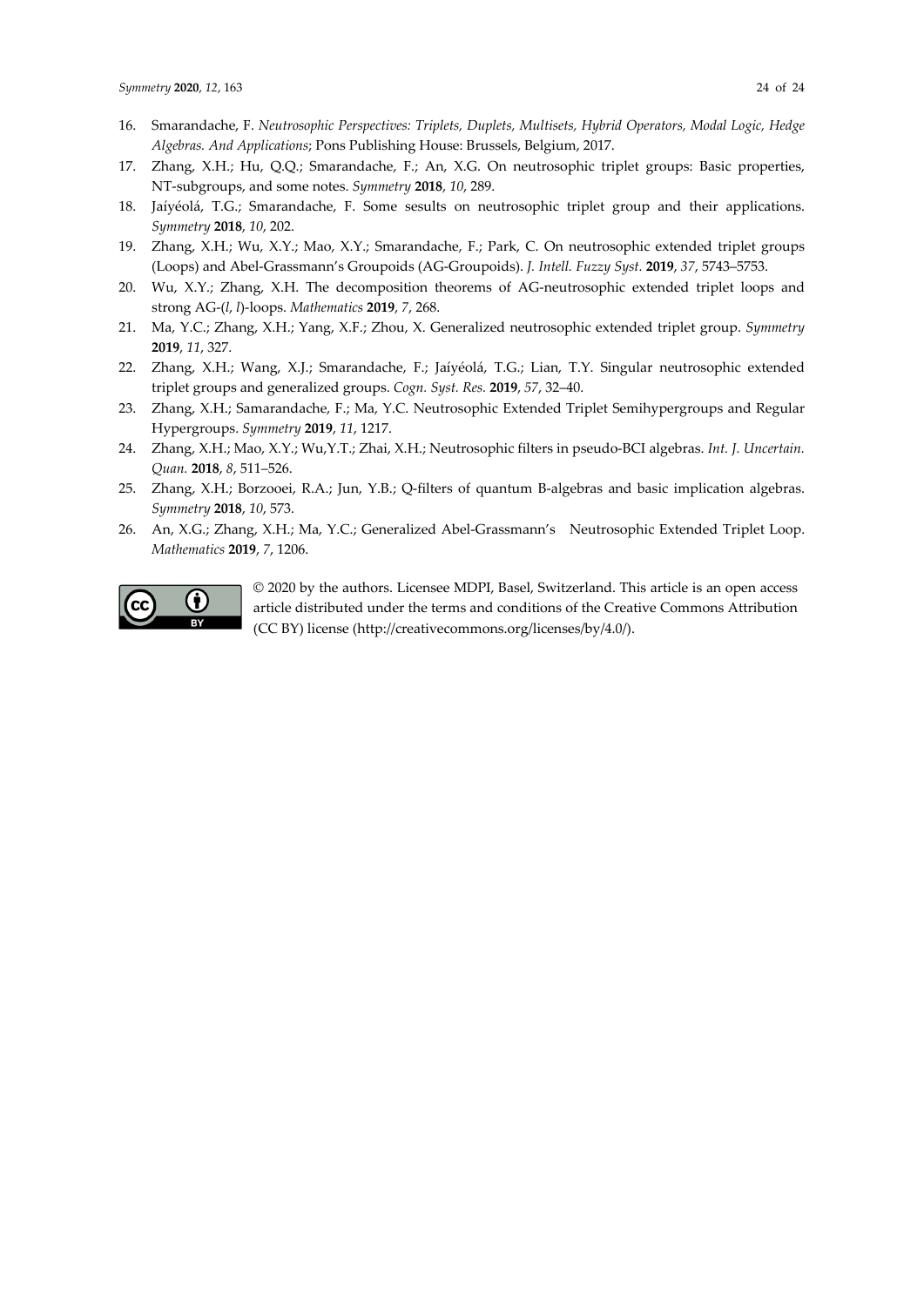16. Smarandache, F. *Neutrosophic Perspectives: Triplets, Duplets, Multisets, Hybrid Operators, Modal Logic, Hedge Algebras. And Applications*; Pons Publishing House: Brussels, Belgium, 2017.
17. Zhang, X.H.; Hu, Q.Q.; Smarandache, F.; An, X.G. On neutrosophic triplet groups: Basic properties, NT-subgroups, and some notes. *Symmetry* **2018**, *10*, 289.
18. Jaíyéolá, T.G.; Smarandache, F. Some sesults on neutrosophic triplet group and their applications. *Symmetry* **2018**, *10*, 202.
19. Zhang, X.H.; Wu, X.Y.; Mao, X.Y.; Smarandache, F.; Park, C. On neutrosophic extended triplet groups (Loops) and Abel-Grassmann's Groupoids (AG-Groupoids). *J. Intell. Fuzzy Syst.* **2019**, *37*, 5743–5753.
20. Wu, X.Y.; Zhang, X.H. The decomposition theorems of AG-neutrosophic extended triplet loops and strong AG-(*l*, *l*)-loops. *Mathematics* **2019**, *7*, 268.
21. Ma, Y.C.; Zhang, X.H.; Yang, X.F.; Zhou, X. Generalized neutrosophic extended triplet group. *Symmetry* **2019**, *11*, 327.
22. Zhang, X.H.; Wang, X.J.; Smarandache, F.; Jaíyéolá, T.G.; Lian, T.Y. Singular neutrosophic extended triplet groups and generalized groups. *Cogn. Syst. Res.* **2019**, *57*, 32–40.
23. Zhang, X.H.; Samarandache, F.; Ma, Y.C. Neutrosophic Extended Triplet Semihypergroups and Regular Hypergroups. *Symmetry* **2019**, *11*, 1217.
24. Zhang, X.H.; Mao, X.Y.; Wu,Y.T.; Zhai, X.H.; Neutrosophic filters in pseudo-BCI algebras. *Int. J. Uncertain. Quan.* **2018**, *8*, 511–526.
25. Zhang, X.H.; Borzooei, R.A.; Jun, Y.B.; Q-filters of quantum B-algebras and basic implication algebras. *Symmetry* **2018**, *10*, 573.
26. An, X.G.; Zhang, X.H.; Ma, Y.C.; Generalized Abel-Grassmann's Neutrosophic Extended Triplet Loop. *Mathematics* **2019**, *7*, 1206.

© 2020 by the authors. Licensee MDPI, Basel, Switzerland. This article is an open access article distributed under the terms and conditions of the Creative Commons Attribution (CC BY) license (http://creativecommons.org/licenses/by/4.0/).